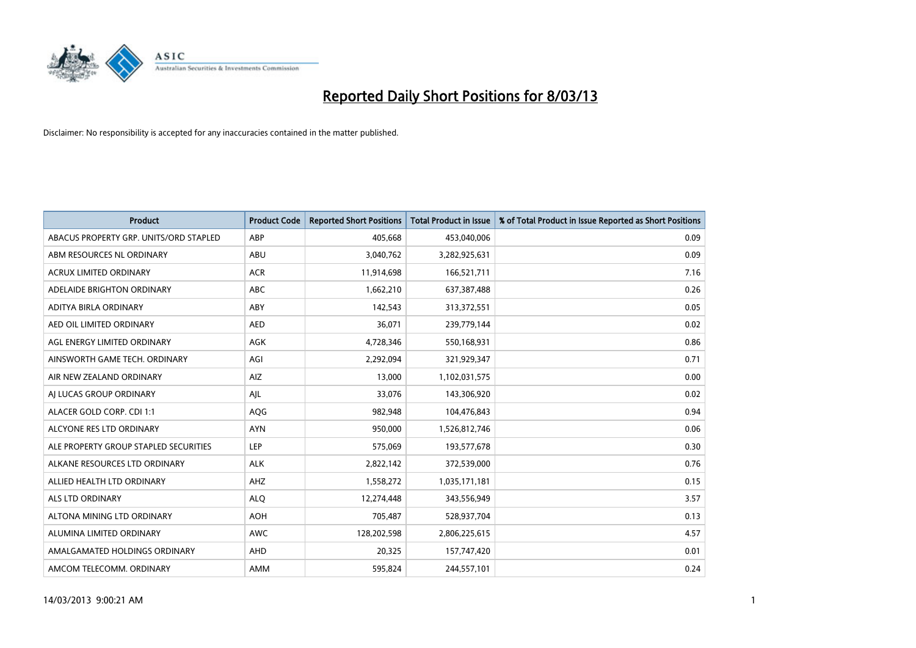# Reported Daily Short Positions for 8/03/13

Disclaimer: No responsibility is accepted for any inaccuracies contained in the matter published.

| Product | Product Code | Reported Short Positions | Total Product in Issue | % of Total Product in Issue Reported as Short Positions |
|---|---|---|---|---|
| ABACUS PROPERTY GRP. UNITS/ORD STAPLED | ABP | 405,668 | 453,040,006 | 0.09 |
| ABM RESOURCES NL ORDINARY | ABU | 3,040,762 | 3,282,925,631 | 0.09 |
| ACRUX LIMITED ORDINARY | ACR | 11,914,698 | 166,521,711 | 7.16 |
| ADELAIDE BRIGHTON ORDINARY | ABC | 1,662,210 | 637,387,488 | 0.26 |
| ADITYA BIRLA ORDINARY | ABY | 142,543 | 313,372,551 | 0.05 |
| AED OIL LIMITED ORDINARY | AED | 36,071 | 239,779,144 | 0.02 |
| AGL ENERGY LIMITED ORDINARY | AGK | 4,728,346 | 550,168,931 | 0.86 |
| AINSWORTH GAME TECH. ORDINARY | AGI | 2,292,094 | 321,929,347 | 0.71 |
| AIR NEW ZEALAND ORDINARY | AIZ | 13,000 | 1,102,031,575 | 0.00 |
| AJ LUCAS GROUP ORDINARY | AJL | 33,076 | 143,306,920 | 0.02 |
| ALACER GOLD CORP. CDI 1:1 | AQG | 982,948 | 104,476,843 | 0.94 |
| ALCYONE RES LTD ORDINARY | AYN | 950,000 | 1,526,812,746 | 0.06 |
| ALE PROPERTY GROUP STAPLED SECURITIES | LEP | 575,069 | 193,577,678 | 0.30 |
| ALKANE RESOURCES LTD ORDINARY | ALK | 2,822,142 | 372,539,000 | 0.76 |
| ALLIED HEALTH LTD ORDINARY | AHZ | 1,558,272 | 1,035,171,181 | 0.15 |
| ALS LTD ORDINARY | ALQ | 12,274,448 | 343,556,949 | 3.57 |
| ALTONA MINING LTD ORDINARY | AOH | 705,487 | 528,937,704 | 0.13 |
| ALUMINA LIMITED ORDINARY | AWC | 128,202,598 | 2,806,225,615 | 4.57 |
| AMALGAMATED HOLDINGS ORDINARY | AHD | 20,325 | 157,747,420 | 0.01 |
| AMCOM TELECOMM. ORDINARY | AMM | 595,824 | 244,557,101 | 0.24 |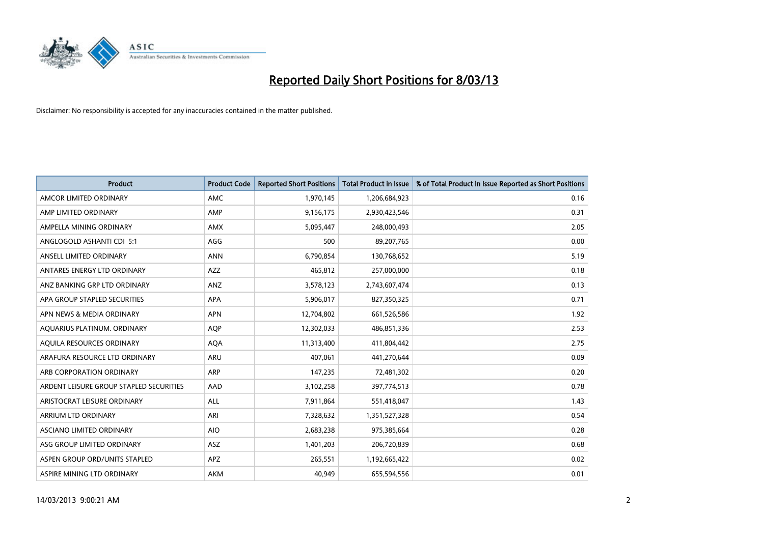# Reported Daily Short Positions for 8/03/13

Disclaimer: No responsibility is accepted for any inaccuracies contained in the matter published.

| Product | Product Code | Reported Short Positions | Total Product in Issue | % of Total Product in Issue Reported as Short Positions |
|---|---|---|---|---|
| AMCOR LIMITED ORDINARY | AMC | 1,970,145 | 1,206,684,923 | 0.16 |
| AMP LIMITED ORDINARY | AMP | 9,156,175 | 2,930,423,546 | 0.31 |
| AMPELLA MINING ORDINARY | AMX | 5,095,447 | 248,000,493 | 2.05 |
| ANGLOGOLD ASHANTI CDI 5:1 | AGG | 500 | 89,207,765 | 0.00 |
| ANSELL LIMITED ORDINARY | ANN | 6,790,854 | 130,768,652 | 5.19 |
| ANTARES ENERGY LTD ORDINARY | AZZ | 465,812 | 257,000,000 | 0.18 |
| ANZ BANKING GRP LTD ORDINARY | ANZ | 3,578,123 | 2,743,607,474 | 0.13 |
| APA GROUP STAPLED SECURITIES | APA | 5,906,017 | 827,350,325 | 0.71 |
| APN NEWS & MEDIA ORDINARY | APN | 12,704,802 | 661,526,586 | 1.92 |
| AQUARIUS PLATINUM. ORDINARY | AQP | 12,302,033 | 486,851,336 | 2.53 |
| AQUILA RESOURCES ORDINARY | AQA | 11,313,400 | 411,804,442 | 2.75 |
| ARAFURA RESOURCE LTD ORDINARY | ARU | 407,061 | 441,270,644 | 0.09 |
| ARB CORPORATION ORDINARY | ARP | 147,235 | 72,481,302 | 0.20 |
| ARDENT LEISURE GROUP STAPLED SECURITIES | AAD | 3,102,258 | 397,774,513 | 0.78 |
| ARISTOCRAT LEISURE ORDINARY | ALL | 7,911,864 | 551,418,047 | 1.43 |
| ARRIUM LTD ORDINARY | ARI | 7,328,632 | 1,351,527,328 | 0.54 |
| ASCIANO LIMITED ORDINARY | AIO | 2,683,238 | 975,385,664 | 0.28 |
| ASG GROUP LIMITED ORDINARY | ASZ | 1,401,203 | 206,720,839 | 0.68 |
| ASPEN GROUP ORD/UNITS STAPLED | APZ | 265,551 | 1,192,665,422 | 0.02 |
| ASPIRE MINING LTD ORDINARY | AKM | 40,949 | 655,594,556 | 0.01 |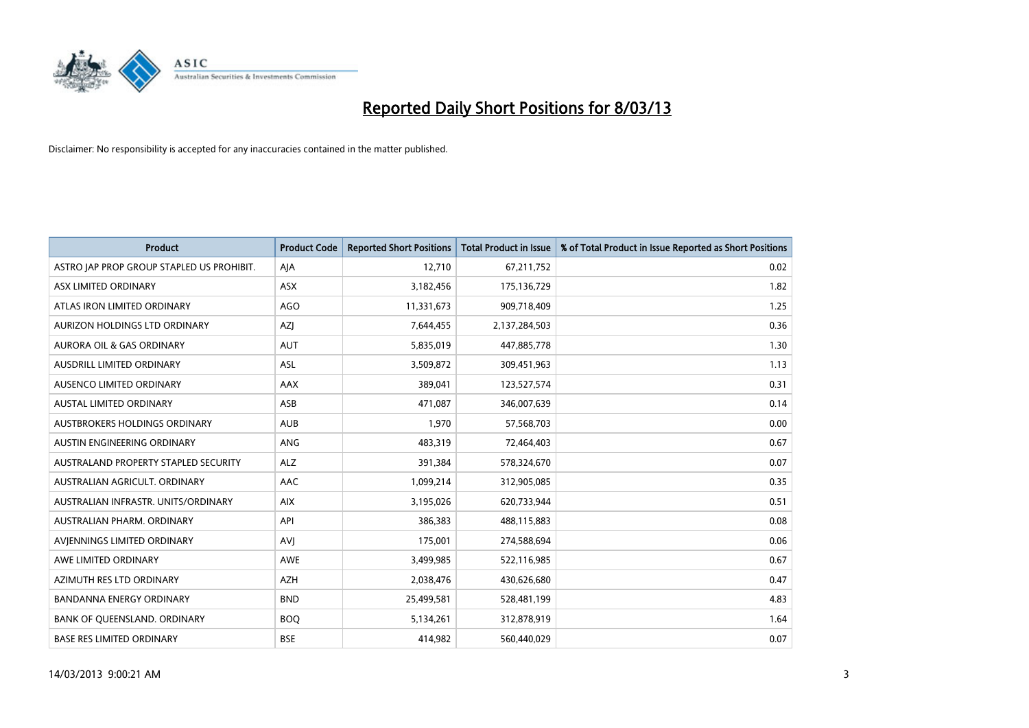# Reported Daily Short Positions for 8/03/13

Disclaimer: No responsibility is accepted for any inaccuracies contained in the matter published.

| Product | Product Code | Reported Short Positions | Total Product in Issue | % of Total Product in Issue Reported as Short Positions |
|---|---|---|---|---|
| ASTRO JAP PROP GROUP STAPLED US PROHIBIT. | AJA | 12,710 | 67,211,752 | 0.02 |
| ASX LIMITED ORDINARY | ASX | 3,182,456 | 175,136,729 | 1.82 |
| ATLAS IRON LIMITED ORDINARY | AGO | 11,331,673 | 909,718,409 | 1.25 |
| AURIZON HOLDINGS LTD ORDINARY | AZJ | 7,644,455 | 2,137,284,503 | 0.36 |
| AURORA OIL & GAS ORDINARY | AUT | 5,835,019 | 447,885,778 | 1.30 |
| AUSDRILL LIMITED ORDINARY | ASL | 3,509,872 | 309,451,963 | 1.13 |
| AUSENCO LIMITED ORDINARY | AAX | 389,041 | 123,527,574 | 0.31 |
| AUSTAL LIMITED ORDINARY | ASB | 471,087 | 346,007,639 | 0.14 |
| AUSTBROKERS HOLDINGS ORDINARY | AUB | 1,970 | 57,568,703 | 0.00 |
| AUSTIN ENGINEERING ORDINARY | ANG | 483,319 | 72,464,403 | 0.67 |
| AUSTRALAND PROPERTY STAPLED SECURITY | ALZ | 391,384 | 578,324,670 | 0.07 |
| AUSTRALIAN AGRICULT. ORDINARY | AAC | 1,099,214 | 312,905,085 | 0.35 |
| AUSTRALIAN INFRASTR. UNITS/ORDINARY | AIX | 3,195,026 | 620,733,944 | 0.51 |
| AUSTRALIAN PHARM. ORDINARY | API | 386,383 | 488,115,883 | 0.08 |
| AVJENNINGS LIMITED ORDINARY | AVJ | 175,001 | 274,588,694 | 0.06 |
| AWE LIMITED ORDINARY | AWE | 3,499,985 | 522,116,985 | 0.67 |
| AZIMUTH RES LTD ORDINARY | AZH | 2,038,476 | 430,626,680 | 0.47 |
| BANDANNA ENERGY ORDINARY | BND | 25,499,581 | 528,481,199 | 4.83 |
| BANK OF QUEENSLAND. ORDINARY | BOQ | 5,134,261 | 312,878,919 | 1.64 |
| BASE RES LIMITED ORDINARY | BSE | 414,982 | 560,440,029 | 0.07 |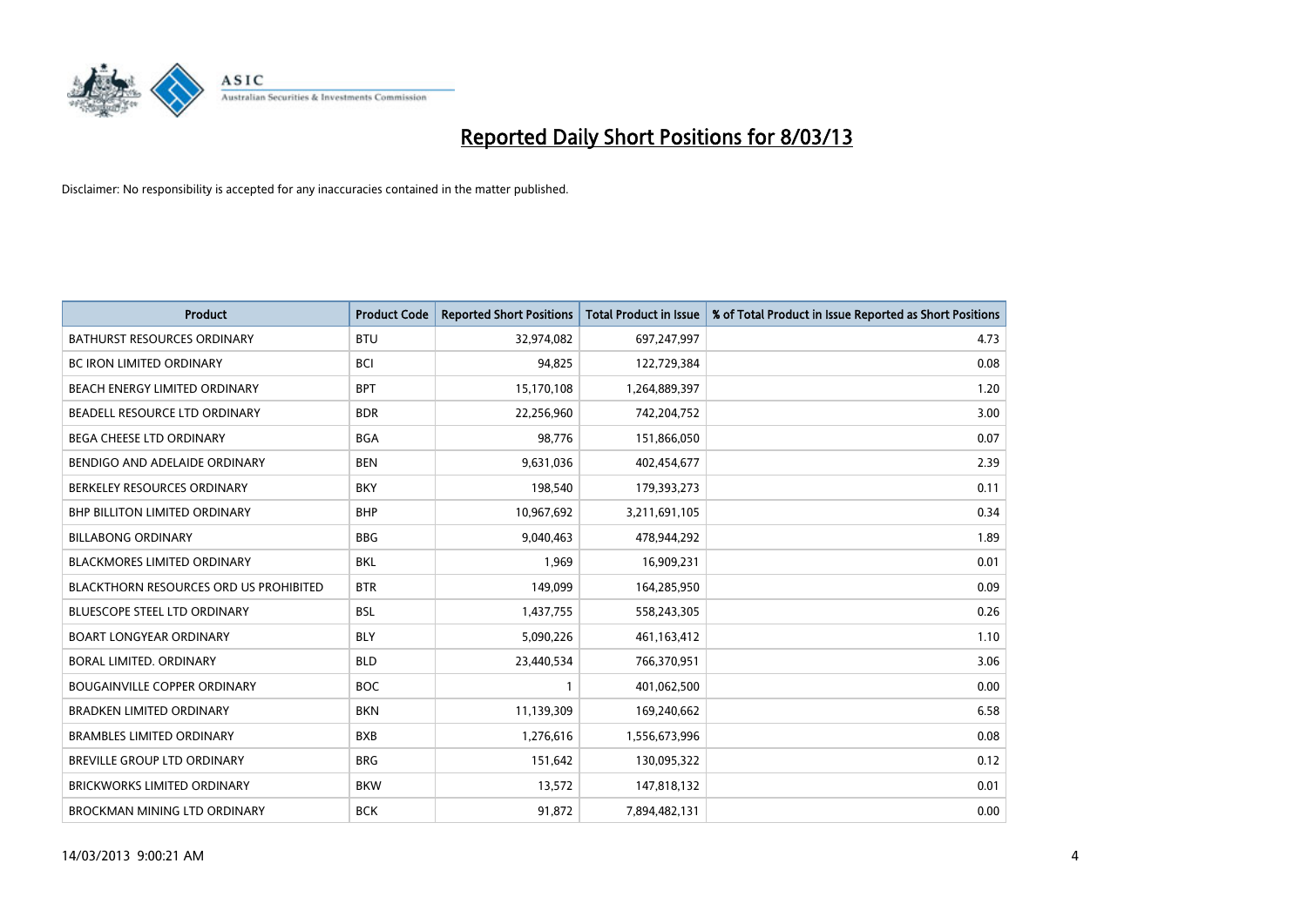# Reported Daily Short Positions for 8/03/13

Disclaimer: No responsibility is accepted for any inaccuracies contained in the matter published.

| Product | Product Code | Reported Short Positions | Total Product in Issue | % of Total Product in Issue Reported as Short Positions |
|---|---|---|---|---|
| BATHURST RESOURCES ORDINARY | BTU | 32,974,082 | 697,247,997 | 4.73 |
| BC IRON LIMITED ORDINARY | BCI | 94,825 | 122,729,384 | 0.08 |
| BEACH ENERGY LIMITED ORDINARY | BPT | 15,170,108 | 1,264,889,397 | 1.20 |
| BEADELL RESOURCE LTD ORDINARY | BDR | 22,256,960 | 742,204,752 | 3.00 |
| BEGA CHEESE LTD ORDINARY | BGA | 98,776 | 151,866,050 | 0.07 |
| BENDIGO AND ADELAIDE ORDINARY | BEN | 9,631,036 | 402,454,677 | 2.39 |
| BERKELEY RESOURCES ORDINARY | BKY | 198,540 | 179,393,273 | 0.11 |
| BHP BILLITON LIMITED ORDINARY | BHP | 10,967,692 | 3,211,691,105 | 0.34 |
| BILLABONG ORDINARY | BBG | 9,040,463 | 478,944,292 | 1.89 |
| BLACKMORES LIMITED ORDINARY | BKL | 1,969 | 16,909,231 | 0.01 |
| BLACKTHORN RESOURCES ORD US PROHIBITED | BTR | 149,099 | 164,285,950 | 0.09 |
| BLUESCOPE STEEL LTD ORDINARY | BSL | 1,437,755 | 558,243,305 | 0.26 |
| BOART LONGYEAR ORDINARY | BLY | 5,090,226 | 461,163,412 | 1.10 |
| BORAL LIMITED. ORDINARY | BLD | 23,440,534 | 766,370,951 | 3.06 |
| BOUGAINVILLE COPPER ORDINARY | BOC | 1 | 401,062,500 | 0.00 |
| BRADKEN LIMITED ORDINARY | BKN | 11,139,309 | 169,240,662 | 6.58 |
| BRAMBLES LIMITED ORDINARY | BXB | 1,276,616 | 1,556,673,996 | 0.08 |
| BREVILLE GROUP LTD ORDINARY | BRG | 151,642 | 130,095,322 | 0.12 |
| BRICKWORKS LIMITED ORDINARY | BKW | 13,572 | 147,818,132 | 0.01 |
| BROCKMAN MINING LTD ORDINARY | BCK | 91,872 | 7,894,482,131 | 0.00 |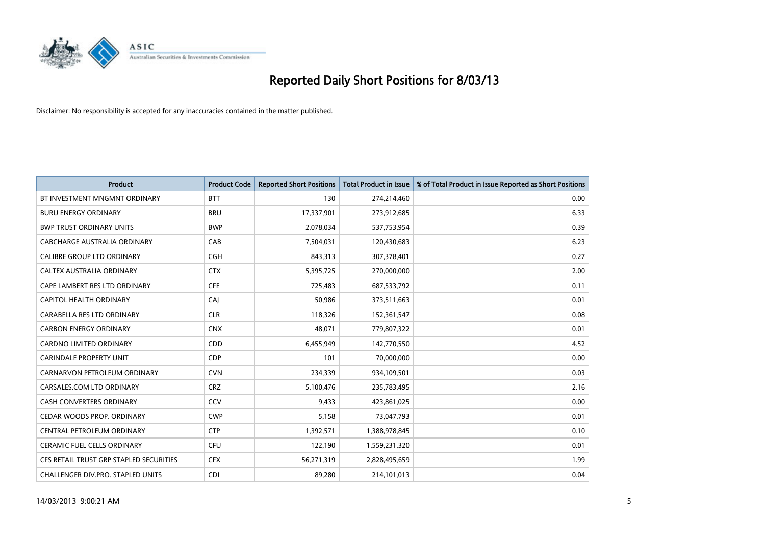# Reported Daily Short Positions for 8/03/13

Disclaimer: No responsibility is accepted for any inaccuracies contained in the matter published.

| Product | Product Code | Reported Short Positions | Total Product in Issue | % of Total Product in Issue Reported as Short Positions |
|---|---|---|---|---|
| BT INVESTMENT MNGMNT ORDINARY | BTT | 130 | 274,214,460 | 0.00 |
| BURU ENERGY ORDINARY | BRU | 17,337,901 | 273,912,685 | 6.33 |
| BWP TRUST ORDINARY UNITS | BWP | 2,078,034 | 537,753,954 | 0.39 |
| CABCHARGE AUSTRALIA ORDINARY | CAB | 7,504,031 | 120,430,683 | 6.23 |
| CALIBRE GROUP LTD ORDINARY | CGH | 843,313 | 307,378,401 | 0.27 |
| CALTEX AUSTRALIA ORDINARY | CTX | 5,395,725 | 270,000,000 | 2.00 |
| CAPE LAMBERT RES LTD ORDINARY | CFE | 725,483 | 687,533,792 | 0.11 |
| CAPITOL HEALTH ORDINARY | CAJ | 50,986 | 373,511,663 | 0.01 |
| CARABELLA RES LTD ORDINARY | CLR | 118,326 | 152,361,547 | 0.08 |
| CARBON ENERGY ORDINARY | CNX | 48,071 | 779,807,322 | 0.01 |
| CARDNO LIMITED ORDINARY | CDD | 6,455,949 | 142,770,550 | 4.52 |
| CARINDALE PROPERTY UNIT | CDP | 101 | 70,000,000 | 0.00 |
| CARNARVON PETROLEUM ORDINARY | CVN | 234,339 | 934,109,501 | 0.03 |
| CARSALES.COM LTD ORDINARY | CRZ | 5,100,476 | 235,783,495 | 2.16 |
| CASH CONVERTERS ORDINARY | CCV | 9,433 | 423,861,025 | 0.00 |
| CEDAR WOODS PROP. ORDINARY | CWP | 5,158 | 73,047,793 | 0.01 |
| CENTRAL PETROLEUM ORDINARY | CTP | 1,392,571 | 1,388,978,845 | 0.10 |
| CERAMIC FUEL CELLS ORDINARY | CFU | 122,190 | 1,559,231,320 | 0.01 |
| CFS RETAIL TRUST GRP STAPLED SECURITIES | CFX | 56,271,319 | 2,828,495,659 | 1.99 |
| CHALLENGER DIV.PRO. STAPLED UNITS | CDI | 89,280 | 214,101,013 | 0.04 |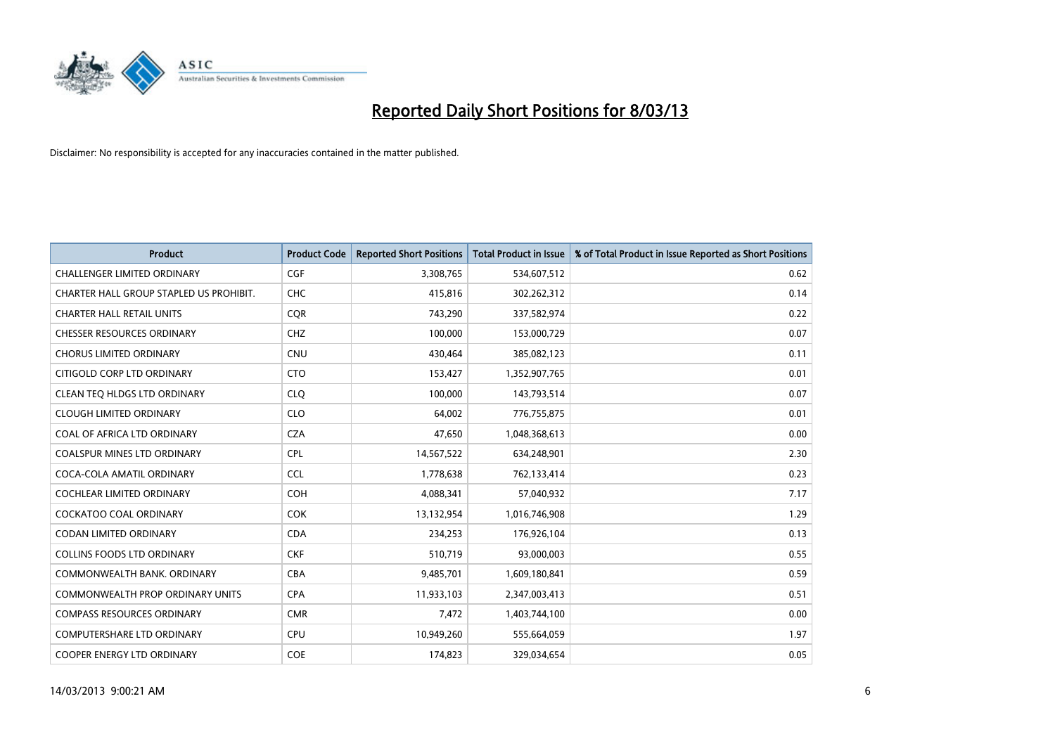# Reported Daily Short Positions for 8/03/13

Disclaimer: No responsibility is accepted for any inaccuracies contained in the matter published.

| Product | Product Code | Reported Short Positions | Total Product in Issue | % of Total Product in Issue Reported as Short Positions |
|---|---|---|---|---|
| CHALLENGER LIMITED ORDINARY | CGF | 3,308,765 | 534,607,512 | 0.62 |
| CHARTER HALL GROUP STAPLED US PROHIBIT. | CHC | 415,816 | 302,262,312 | 0.14 |
| CHARTER HALL RETAIL UNITS | CQR | 743,290 | 337,582,974 | 0.22 |
| CHESSER RESOURCES ORDINARY | CHZ | 100,000 | 153,000,729 | 0.07 |
| CHORUS LIMITED ORDINARY | CNU | 430,464 | 385,082,123 | 0.11 |
| CITIGOLD CORP LTD ORDINARY | CTO | 153,427 | 1,352,907,765 | 0.01 |
| CLEAN TEQ HLDGS LTD ORDINARY | CLQ | 100,000 | 143,793,514 | 0.07 |
| CLOUGH LIMITED ORDINARY | CLO | 64,002 | 776,755,875 | 0.01 |
| COAL OF AFRICA LTD ORDINARY | CZA | 47,650 | 1,048,368,613 | 0.00 |
| COALSPUR MINES LTD ORDINARY | CPL | 14,567,522 | 634,248,901 | 2.30 |
| COCA-COLA AMATIL ORDINARY | CCL | 1,778,638 | 762,133,414 | 0.23 |
| COCHLEAR LIMITED ORDINARY | COH | 4,088,341 | 57,040,932 | 7.17 |
| COCKATOO COAL ORDINARY | COK | 13,132,954 | 1,016,746,908 | 1.29 |
| CODAN LIMITED ORDINARY | CDA | 234,253 | 176,926,104 | 0.13 |
| COLLINS FOODS LTD ORDINARY | CKF | 510,719 | 93,000,003 | 0.55 |
| COMMONWEALTH BANK. ORDINARY | CBA | 9,485,701 | 1,609,180,841 | 0.59 |
| COMMONWEALTH PROP ORDINARY UNITS | CPA | 11,933,103 | 2,347,003,413 | 0.51 |
| COMPASS RESOURCES ORDINARY | CMR | 7,472 | 1,403,744,100 | 0.00 |
| COMPUTERSHARE LTD ORDINARY | CPU | 10,949,260 | 555,664,059 | 1.97 |
| COOPER ENERGY LTD ORDINARY | COE | 174,823 | 329,034,654 | 0.05 |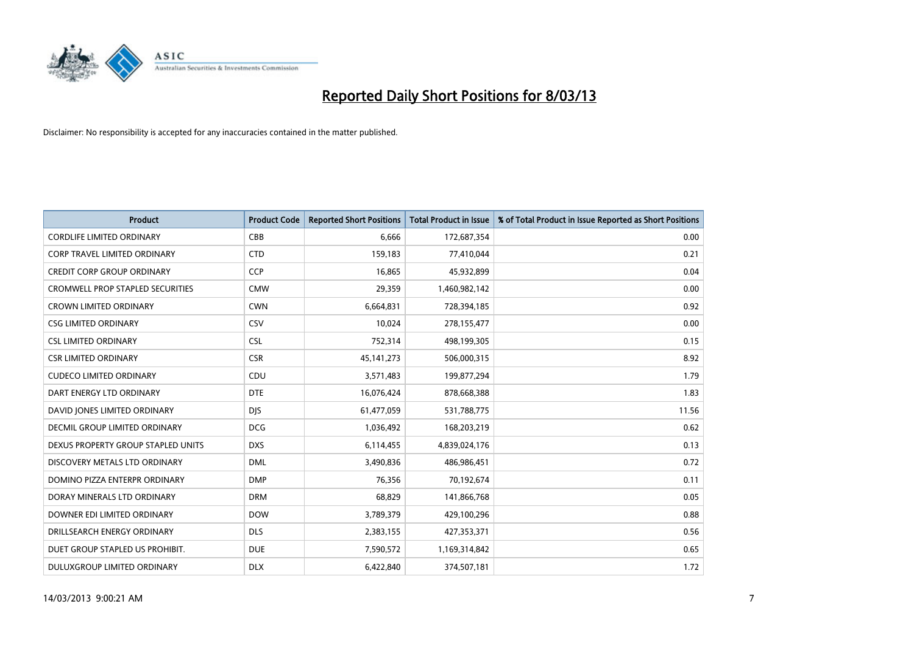# Reported Daily Short Positions for 8/03/13

Disclaimer: No responsibility is accepted for any inaccuracies contained in the matter published.

| Product | Product Code | Reported Short Positions | Total Product in Issue | % of Total Product in Issue Reported as Short Positions |
|---|---|---|---|---|
| CORDLIFE LIMITED ORDINARY | CBB | 6,666 | 172,687,354 | 0.00 |
| CORP TRAVEL LIMITED ORDINARY | CTD | 159,183 | 77,410,044 | 0.21 |
| CREDIT CORP GROUP ORDINARY | CCP | 16,865 | 45,932,899 | 0.04 |
| CROMWELL PROP STAPLED SECURITIES | CMW | 29,359 | 1,460,982,142 | 0.00 |
| CROWN LIMITED ORDINARY | CWN | 6,664,831 | 728,394,185 | 0.92 |
| CSG LIMITED ORDINARY | CSV | 10,024 | 278,155,477 | 0.00 |
| CSL LIMITED ORDINARY | CSL | 752,314 | 498,199,305 | 0.15 |
| CSR LIMITED ORDINARY | CSR | 45,141,273 | 506,000,315 | 8.92 |
| CUDECO LIMITED ORDINARY | CDU | 3,571,483 | 199,877,294 | 1.79 |
| DART ENERGY LTD ORDINARY | DTE | 16,076,424 | 878,668,388 | 1.83 |
| DAVID JONES LIMITED ORDINARY | DJS | 61,477,059 | 531,788,775 | 11.56 |
| DECMIL GROUP LIMITED ORDINARY | DCG | 1,036,492 | 168,203,219 | 0.62 |
| DEXUS PROPERTY GROUP STAPLED UNITS | DXS | 6,114,455 | 4,839,024,176 | 0.13 |
| DISCOVERY METALS LTD ORDINARY | DML | 3,490,836 | 486,986,451 | 0.72 |
| DOMINO PIZZA ENTERPR ORDINARY | DMP | 76,356 | 70,192,674 | 0.11 |
| DORAY MINERALS LTD ORDINARY | DRM | 68,829 | 141,866,768 | 0.05 |
| DOWNER EDI LIMITED ORDINARY | DOW | 3,789,379 | 429,100,296 | 0.88 |
| DRILLSEARCH ENERGY ORDINARY | DLS | 2,383,155 | 427,353,371 | 0.56 |
| DUET GROUP STAPLED US PROHIBIT. | DUE | 7,590,572 | 1,169,314,842 | 0.65 |
| DULUXGROUP LIMITED ORDINARY | DLX | 6,422,840 | 374,507,181 | 1.72 |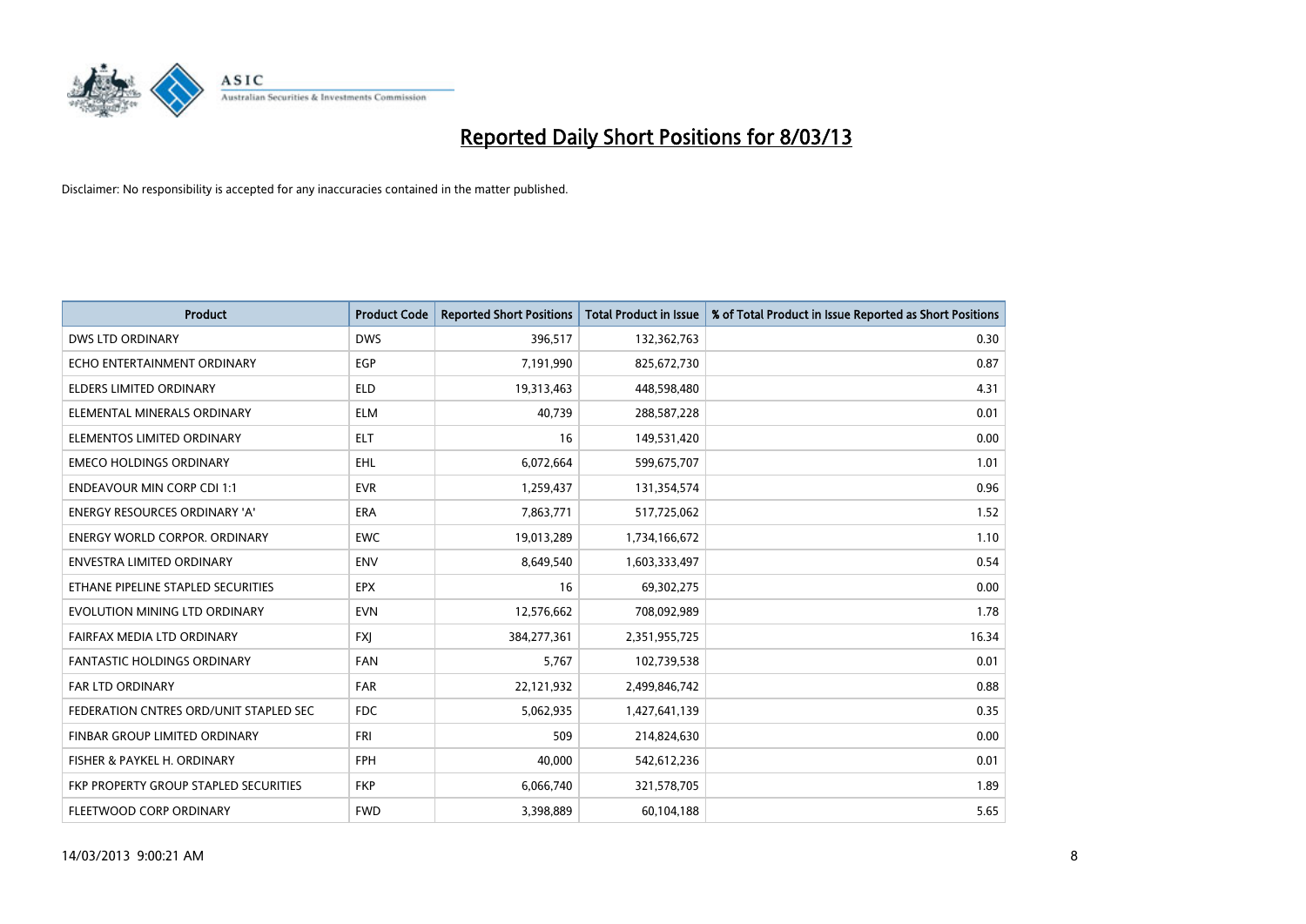# Reported Daily Short Positions for 8/03/13

Disclaimer: No responsibility is accepted for any inaccuracies contained in the matter published.

| Product | Product Code | Reported Short Positions | Total Product in Issue | % of Total Product in Issue Reported as Short Positions |
|---|---|---|---|---|
| DWS LTD ORDINARY | DWS | 396,517 | 132,362,763 | 0.30 |
| ECHO ENTERTAINMENT ORDINARY | EGP | 7,191,990 | 825,672,730 | 0.87 |
| ELDERS LIMITED ORDINARY | ELD | 19,313,463 | 448,598,480 | 4.31 |
| ELEMENTAL MINERALS ORDINARY | ELM | 40,739 | 288,587,228 | 0.01 |
| ELEMENTOS LIMITED ORDINARY | ELT | 16 | 149,531,420 | 0.00 |
| EMECO HOLDINGS ORDINARY | EHL | 6,072,664 | 599,675,707 | 1.01 |
| ENDEAVOUR MIN CORP CDI 1:1 | EVR | 1,259,437 | 131,354,574 | 0.96 |
| ENERGY RESOURCES ORDINARY 'A' | ERA | 7,863,771 | 517,725,062 | 1.52 |
| ENERGY WORLD CORPOR. ORDINARY | EWC | 19,013,289 | 1,734,166,672 | 1.10 |
| ENVESTRA LIMITED ORDINARY | ENV | 8,649,540 | 1,603,333,497 | 0.54 |
| ETHANE PIPELINE STAPLED SECURITIES | EPX | 16 | 69,302,275 | 0.00 |
| EVOLUTION MINING LTD ORDINARY | EVN | 12,576,662 | 708,092,989 | 1.78 |
| FAIRFAX MEDIA LTD ORDINARY | FXJ | 384,277,361 | 2,351,955,725 | 16.34 |
| FANTASTIC HOLDINGS ORDINARY | FAN | 5,767 | 102,739,538 | 0.01 |
| FAR LTD ORDINARY | FAR | 22,121,932 | 2,499,846,742 | 0.88 |
| FEDERATION CNTRES ORD/UNIT STAPLED SEC | FDC | 5,062,935 | 1,427,641,139 | 0.35 |
| FINBAR GROUP LIMITED ORDINARY | FRI | 509 | 214,824,630 | 0.00 |
| FISHER & PAYKEL H. ORDINARY | FPH | 40,000 | 542,612,236 | 0.01 |
| FKP PROPERTY GROUP STAPLED SECURITIES | FKP | 6,066,740 | 321,578,705 | 1.89 |
| FLEETWOOD CORP ORDINARY | FWD | 3,398,889 | 60,104,188 | 5.65 |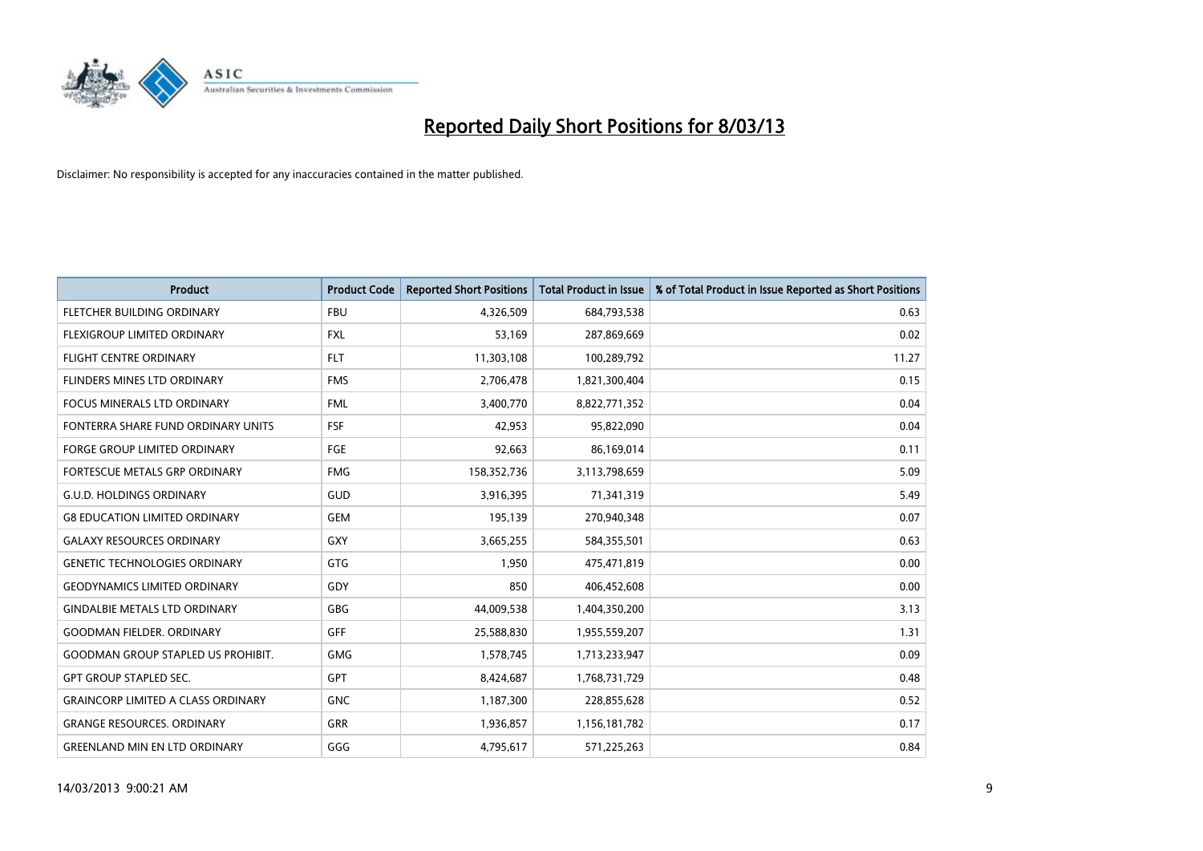# Reported Daily Short Positions for 8/03/13

Disclaimer: No responsibility is accepted for any inaccuracies contained in the matter published.

| Product | Product Code | Reported Short Positions | Total Product in Issue | % of Total Product in Issue Reported as Short Positions |
|---|---|---|---|---|
| FLETCHER BUILDING ORDINARY | FBU | 4,326,509 | 684,793,538 | 0.63 |
| FLEXIGROUP LIMITED ORDINARY | FXL | 53,169 | 287,869,669 | 0.02 |
| FLIGHT CENTRE ORDINARY | FLT | 11,303,108 | 100,289,792 | 11.27 |
| FLINDERS MINES LTD ORDINARY | FMS | 2,706,478 | 1,821,300,404 | 0.15 |
| FOCUS MINERALS LTD ORDINARY | FML | 3,400,770 | 8,822,771,352 | 0.04 |
| FONTERRA SHARE FUND ORDINARY UNITS | FSF | 42,953 | 95,822,090 | 0.04 |
| FORGE GROUP LIMITED ORDINARY | FGE | 92,663 | 86,169,014 | 0.11 |
| FORTESCUE METALS GRP ORDINARY | FMG | 158,352,736 | 3,113,798,659 | 5.09 |
| G.U.D. HOLDINGS ORDINARY | GUD | 3,916,395 | 71,341,319 | 5.49 |
| G8 EDUCATION LIMITED ORDINARY | GEM | 195,139 | 270,940,348 | 0.07 |
| GALAXY RESOURCES ORDINARY | GXY | 3,665,255 | 584,355,501 | 0.63 |
| GENETIC TECHNOLOGIES ORDINARY | GTG | 1,950 | 475,471,819 | 0.00 |
| GEODYNAMICS LIMITED ORDINARY | GDY | 850 | 406,452,608 | 0.00 |
| GINDALBIE METALS LTD ORDINARY | GBG | 44,009,538 | 1,404,350,200 | 3.13 |
| GOODMAN FIELDER. ORDINARY | GFF | 25,588,830 | 1,955,559,207 | 1.31 |
| GOODMAN GROUP STAPLED US PROHIBIT. | GMG | 1,578,745 | 1,713,233,947 | 0.09 |
| GPT GROUP STAPLED SEC. | GPT | 8,424,687 | 1,768,731,729 | 0.48 |
| GRAINCORP LIMITED A CLASS ORDINARY | GNC | 1,187,300 | 228,855,628 | 0.52 |
| GRANGE RESOURCES. ORDINARY | GRR | 1,936,857 | 1,156,181,782 | 0.17 |
| GREENLAND MIN EN LTD ORDINARY | GGG | 4,795,617 | 571,225,263 | 0.84 |

14/03/2013 9:00:21 AM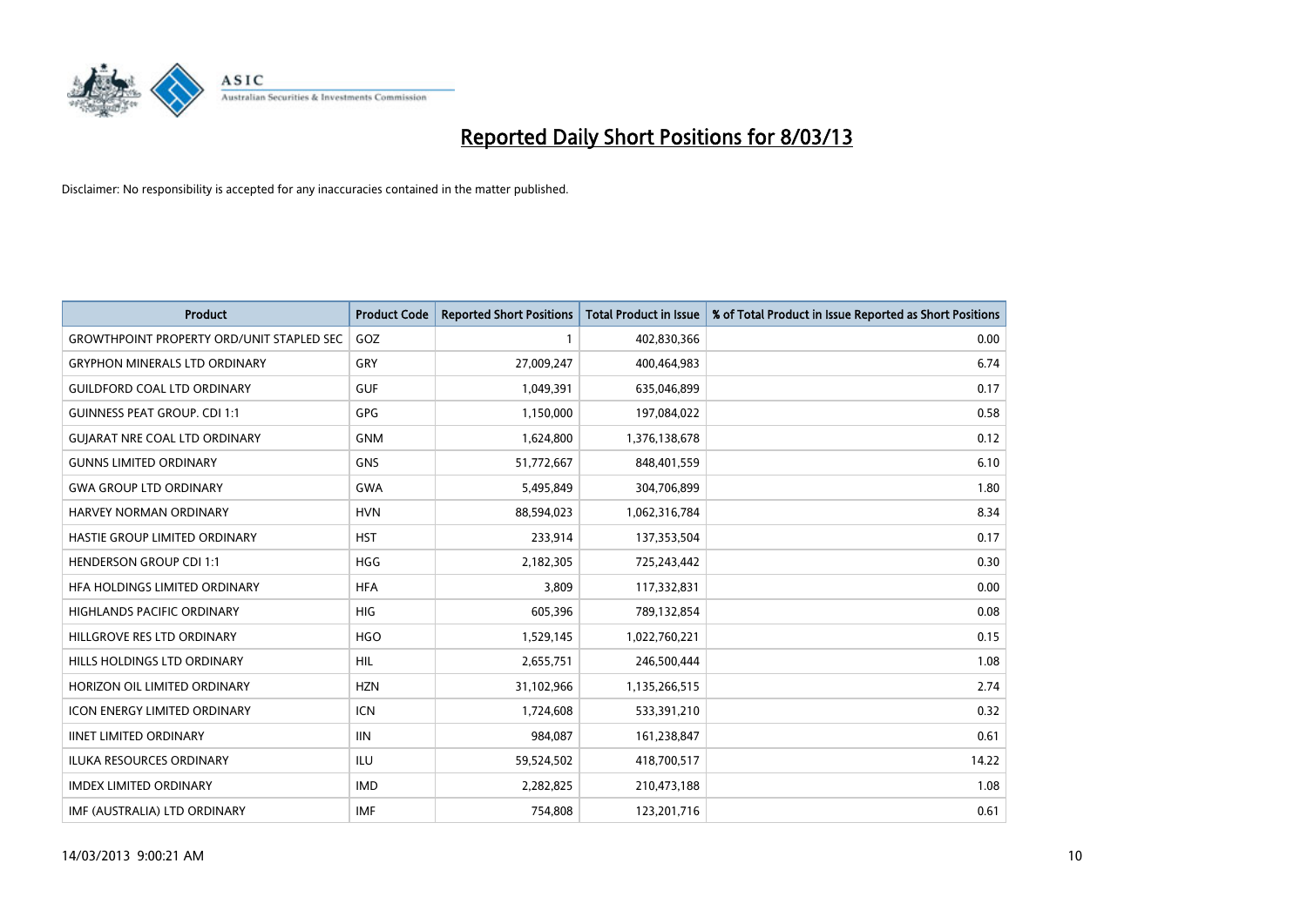# Reported Daily Short Positions for 8/03/13

Disclaimer: No responsibility is accepted for any inaccuracies contained in the matter published.

| Product | Product Code | Reported Short Positions | Total Product in Issue | % of Total Product in Issue Reported as Short Positions |
|---|---|---|---|---|
| GROWTHPOINT PROPERTY ORD/UNIT STAPLED SEC | GOZ | 1 | 402,830,366 | 0.00 |
| GRYPHON MINERALS LTD ORDINARY | GRY | 27,009,247 | 400,464,983 | 6.74 |
| GUILDFORD COAL LTD ORDINARY | GUF | 1,049,391 | 635,046,899 | 0.17 |
| GUINNESS PEAT GROUP. CDI 1:1 | GPG | 1,150,000 | 197,084,022 | 0.58 |
| GUJARAT NRE COAL LTD ORDINARY | GNM | 1,624,800 | 1,376,138,678 | 0.12 |
| GUNNS LIMITED ORDINARY | GNS | 51,772,667 | 848,401,559 | 6.10 |
| GWA GROUP LTD ORDINARY | GWA | 5,495,849 | 304,706,899 | 1.80 |
| HARVEY NORMAN ORDINARY | HVN | 88,594,023 | 1,062,316,784 | 8.34 |
| HASTIE GROUP LIMITED ORDINARY | HST | 233,914 | 137,353,504 | 0.17 |
| HENDERSON GROUP CDI 1:1 | HGG | 2,182,305 | 725,243,442 | 0.30 |
| HFA HOLDINGS LIMITED ORDINARY | HFA | 3,809 | 117,332,831 | 0.00 |
| HIGHLANDS PACIFIC ORDINARY | HIG | 605,396 | 789,132,854 | 0.08 |
| HILLGROVE RES LTD ORDINARY | HGO | 1,529,145 | 1,022,760,221 | 0.15 |
| HILLS HOLDINGS LTD ORDINARY | HIL | 2,655,751 | 246,500,444 | 1.08 |
| HORIZON OIL LIMITED ORDINARY | HZN | 31,102,966 | 1,135,266,515 | 2.74 |
| ICON ENERGY LIMITED ORDINARY | ICN | 1,724,608 | 533,391,210 | 0.32 |
| IINET LIMITED ORDINARY | IIN | 984,087 | 161,238,847 | 0.61 |
| ILUKA RESOURCES ORDINARY | ILU | 59,524,502 | 418,700,517 | 14.22 |
| IMDEX LIMITED ORDINARY | IMD | 2,282,825 | 210,473,188 | 1.08 |
| IMF (AUSTRALIA) LTD ORDINARY | IMF | 754,808 | 123,201,716 | 0.61 |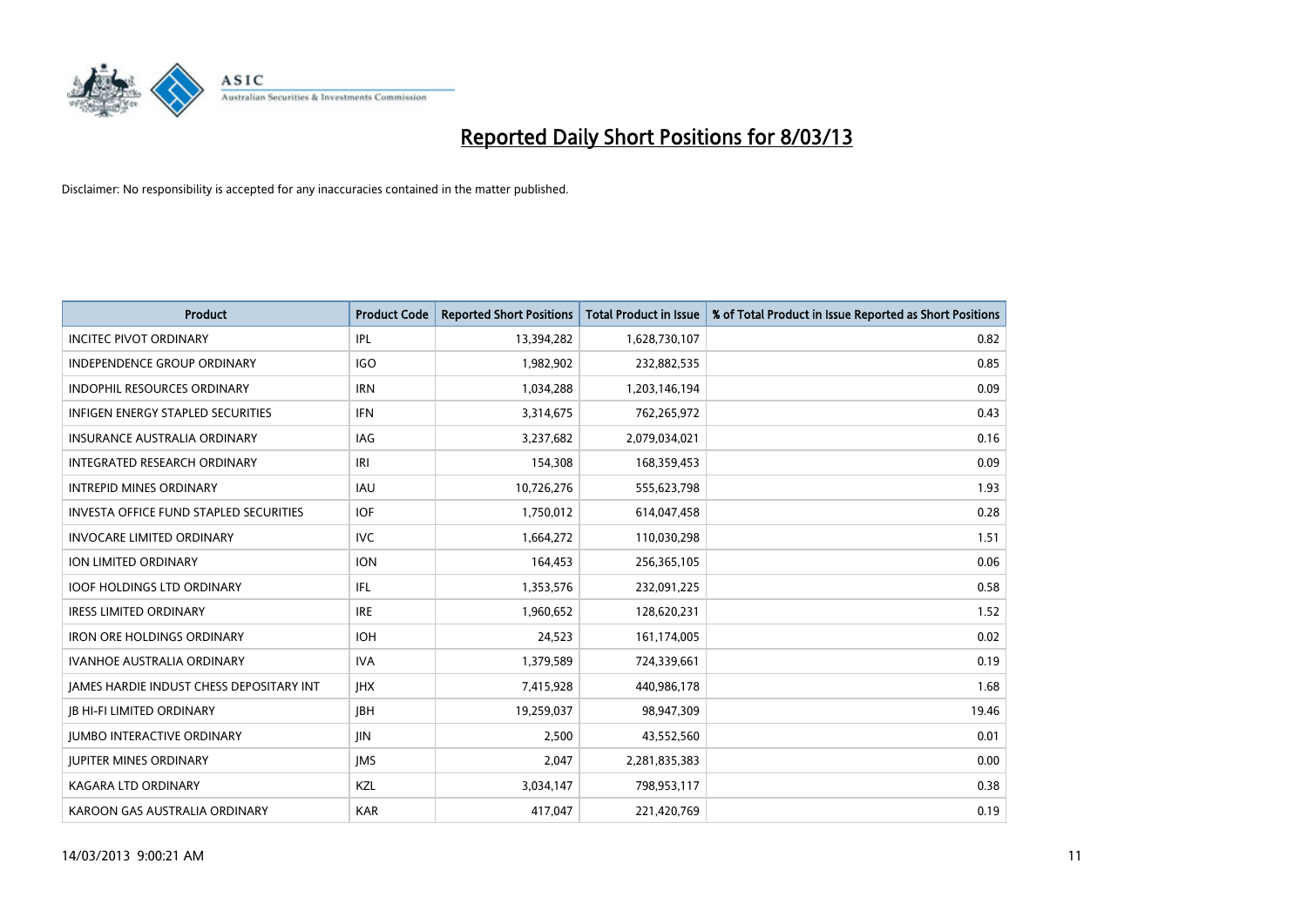# Reported Daily Short Positions for 8/03/13

Disclaimer: No responsibility is accepted for any inaccuracies contained in the matter published.

| Product | Product Code | Reported Short Positions | Total Product in Issue | % of Total Product in Issue Reported as Short Positions |
| --- | --- | --- | --- | --- |
| INCITEC PIVOT ORDINARY | IPL | 13,394,282 | 1,628,730,107 | 0.82 |
| INDEPENDENCE GROUP ORDINARY | IGO | 1,982,902 | 232,882,535 | 0.85 |
| INDOPHIL RESOURCES ORDINARY | IRN | 1,034,288 | 1,203,146,194 | 0.09 |
| INFIGEN ENERGY STAPLED SECURITIES | IFN | 3,314,675 | 762,265,972 | 0.43 |
| INSURANCE AUSTRALIA ORDINARY | IAG | 3,237,682 | 2,079,034,021 | 0.16 |
| INTEGRATED RESEARCH ORDINARY | IRI | 154,308 | 168,359,453 | 0.09 |
| INTREPID MINES ORDINARY | IAU | 10,726,276 | 555,623,798 | 1.93 |
| INVESTA OFFICE FUND STAPLED SECURITIES | IOF | 1,750,012 | 614,047,458 | 0.28 |
| INVOCARE LIMITED ORDINARY | IVC | 1,664,272 | 110,030,298 | 1.51 |
| ION LIMITED ORDINARY | ION | 164,453 | 256,365,105 | 0.06 |
| IOOF HOLDINGS LTD ORDINARY | IFL | 1,353,576 | 232,091,225 | 0.58 |
| IRESS LIMITED ORDINARY | IRE | 1,960,652 | 128,620,231 | 1.52 |
| IRON ORE HOLDINGS ORDINARY | IOH | 24,523 | 161,174,005 | 0.02 |
| IVANHOE AUSTRALIA ORDINARY | IVA | 1,379,589 | 724,339,661 | 0.19 |
| JAMES HARDIE INDUST CHESS DEPOSITARY INT | JHX | 7,415,928 | 440,986,178 | 1.68 |
| JB HI-FI LIMITED ORDINARY | JBH | 19,259,037 | 98,947,309 | 19.46 |
| JUMBO INTERACTIVE ORDINARY | JIN | 2,500 | 43,552,560 | 0.01 |
| JUPITER MINES ORDINARY | JMS | 2,047 | 2,281,835,383 | 0.00 |
| KAGARA LTD ORDINARY | KZL | 3,034,147 | 798,953,117 | 0.38 |
| KAROON GAS AUSTRALIA ORDINARY | KAR | 417,047 | 221,420,769 | 0.19 |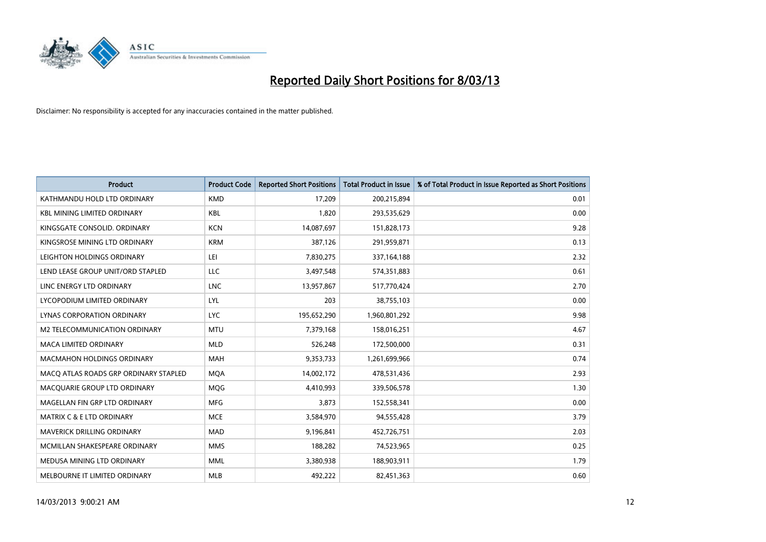# Reported Daily Short Positions for 8/03/13

Disclaimer: No responsibility is accepted for any inaccuracies contained in the matter published.

| Product | Product Code | Reported Short Positions | Total Product in Issue | % of Total Product in Issue Reported as Short Positions |
| --- | --- | --- | --- | --- |
| KATHMANDU HOLD LTD ORDINARY | KMD | 17,209 | 200,215,894 | 0.01 |
| KBL MINING LIMITED ORDINARY | KBL | 1,820 | 293,535,629 | 0.00 |
| KINGSGATE CONSOLID. ORDINARY | KCN | 14,087,697 | 151,828,173 | 9.28 |
| KINGSROSE MINING LTD ORDINARY | KRM | 387,126 | 291,959,871 | 0.13 |
| LEIGHTON HOLDINGS ORDINARY | LEI | 7,830,275 | 337,164,188 | 2.32 |
| LEND LEASE GROUP UNIT/ORD STAPLED | LLC | 3,497,548 | 574,351,883 | 0.61 |
| LINC ENERGY LTD ORDINARY | LNC | 13,957,867 | 517,770,424 | 2.70 |
| LYCOPODIUM LIMITED ORDINARY | LYL | 203 | 38,755,103 | 0.00 |
| LYNAS CORPORATION ORDINARY | LYC | 195,652,290 | 1,960,801,292 | 9.98 |
| M2 TELECOMMUNICATION ORDINARY | MTU | 7,379,168 | 158,016,251 | 4.67 |
| MACA LIMITED ORDINARY | MLD | 526,248 | 172,500,000 | 0.31 |
| MACMAHON HOLDINGS ORDINARY | MAH | 9,353,733 | 1,261,699,966 | 0.74 |
| MACQ ATLAS ROADS GRP ORDINARY STAPLED | MQA | 14,002,172 | 478,531,436 | 2.93 |
| MACQUARIE GROUP LTD ORDINARY | MQG | 4,410,993 | 339,506,578 | 1.30 |
| MAGELLAN FIN GRP LTD ORDINARY | MFG | 3,873 | 152,558,341 | 0.00 |
| MATRIX C & E LTD ORDINARY | MCE | 3,584,970 | 94,555,428 | 3.79 |
| MAVERICK DRILLING ORDINARY | MAD | 9,196,841 | 452,726,751 | 2.03 |
| MCMILLAN SHAKESPEARE ORDINARY | MMS | 188,282 | 74,523,965 | 0.25 |
| MEDUSA MINING LTD ORDINARY | MML | 3,380,938 | 188,903,911 | 1.79 |
| MELBOURNE IT LIMITED ORDINARY | MLB | 492,222 | 82,451,363 | 0.60 |

14/03/2013 9:00:21 AM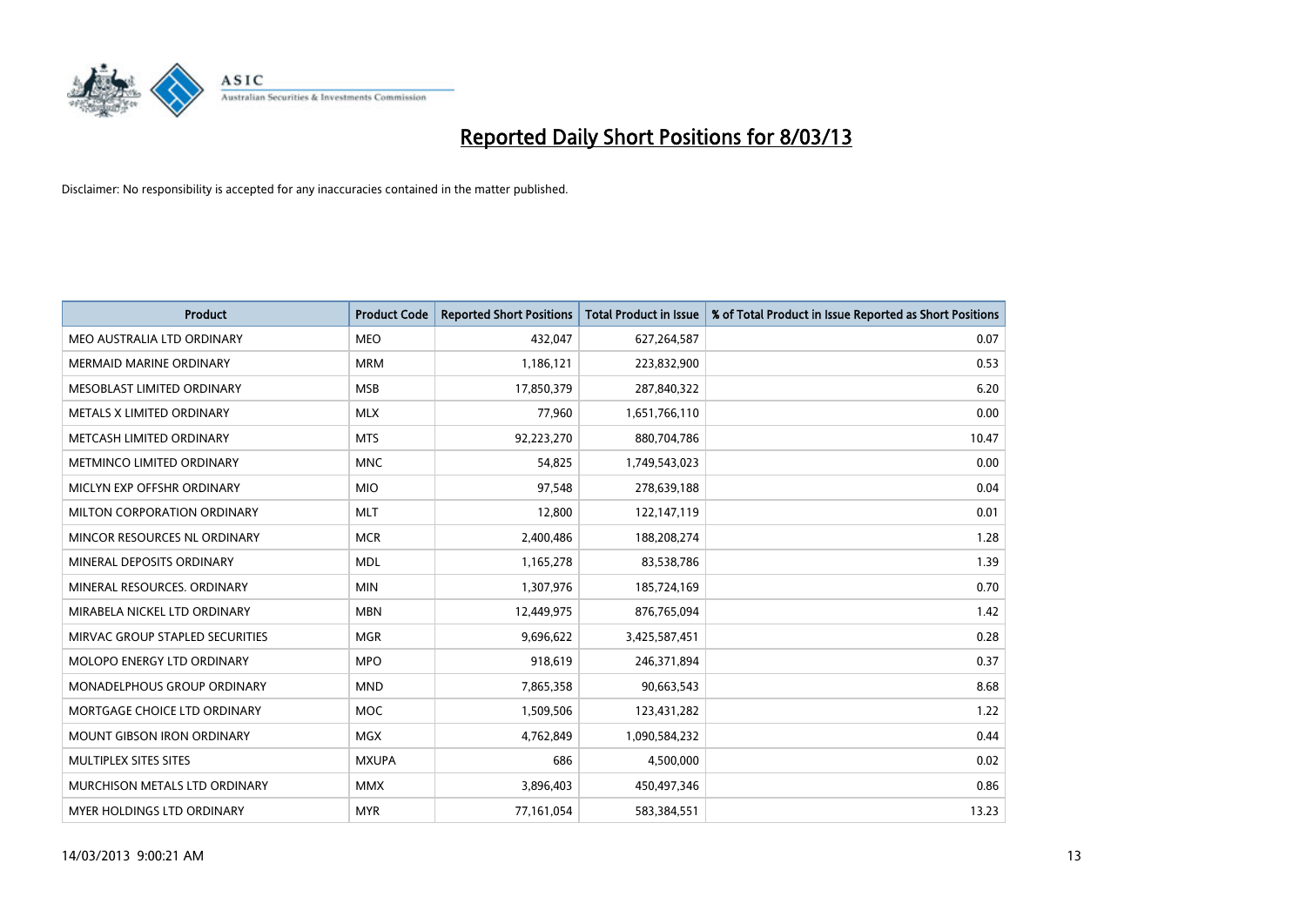# Reported Daily Short Positions for 8/03/13

Disclaimer: No responsibility is accepted for any inaccuracies contained in the matter published.

| Product | Product Code | Reported Short Positions | Total Product in Issue | % of Total Product in Issue Reported as Short Positions |
|---|---|---|---|---|
| MEO AUSTRALIA LTD ORDINARY | MEO | 432,047 | 627,264,587 | 0.07 |
| MERMAID MARINE ORDINARY | MRM | 1,186,121 | 223,832,900 | 0.53 |
| MESOBLAST LIMITED ORDINARY | MSB | 17,850,379 | 287,840,322 | 6.20 |
| METALS X LIMITED ORDINARY | MLX | 77,960 | 1,651,766,110 | 0.00 |
| METCASH LIMITED ORDINARY | MTS | 92,223,270 | 880,704,786 | 10.47 |
| METMINCO LIMITED ORDINARY | MNC | 54,825 | 1,749,543,023 | 0.00 |
| MICLYN EXP OFFSHR ORDINARY | MIO | 97,548 | 278,639,188 | 0.04 |
| MILTON CORPORATION ORDINARY | MLT | 12,800 | 122,147,119 | 0.01 |
| MINCOR RESOURCES NL ORDINARY | MCR | 2,400,486 | 188,208,274 | 1.28 |
| MINERAL DEPOSITS ORDINARY | MDL | 1,165,278 | 83,538,786 | 1.39 |
| MINERAL RESOURCES. ORDINARY | MIN | 1,307,976 | 185,724,169 | 0.70 |
| MIRABELA NICKEL LTD ORDINARY | MBN | 12,449,975 | 876,765,094 | 1.42 |
| MIRVAC GROUP STAPLED SECURITIES | MGR | 9,696,622 | 3,425,587,451 | 0.28 |
| MOLOPO ENERGY LTD ORDINARY | MPO | 918,619 | 246,371,894 | 0.37 |
| MONADELPHOUS GROUP ORDINARY | MND | 7,865,358 | 90,663,543 | 8.68 |
| MORTGAGE CHOICE LTD ORDINARY | MOC | 1,509,506 | 123,431,282 | 1.22 |
| MOUNT GIBSON IRON ORDINARY | MGX | 4,762,849 | 1,090,584,232 | 0.44 |
| MULTIPLEX SITES SITES | MXUPA | 686 | 4,500,000 | 0.02 |
| MURCHISON METALS LTD ORDINARY | MMX | 3,896,403 | 450,497,346 | 0.86 |
| MYER HOLDINGS LTD ORDINARY | MYR | 77,161,054 | 583,384,551 | 13.23 |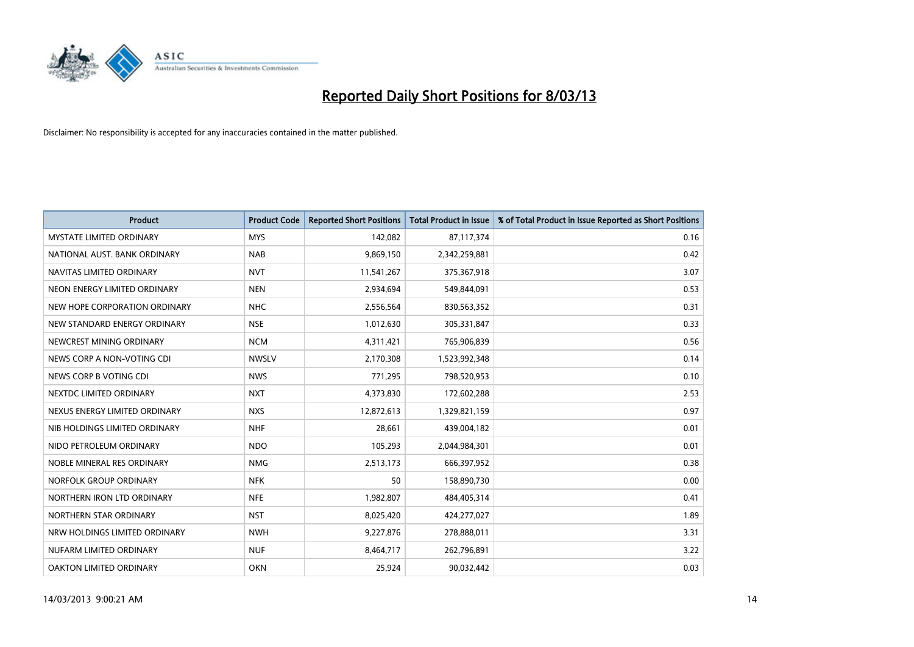# Reported Daily Short Positions for 8/03/13

Disclaimer: No responsibility is accepted for any inaccuracies contained in the matter published.

| Product | Product Code | Reported Short Positions | Total Product in Issue | % of Total Product in Issue Reported as Short Positions |
|---|---|---|---|---|
| MYSTATE LIMITED ORDINARY | MYS | 142,082 | 87,117,374 | 0.16 |
| NATIONAL AUST. BANK ORDINARY | NAB | 9,869,150 | 2,342,259,881 | 0.42 |
| NAVITAS LIMITED ORDINARY | NVT | 11,541,267 | 375,367,918 | 3.07 |
| NEON ENERGY LIMITED ORDINARY | NEN | 2,934,694 | 549,844,091 | 0.53 |
| NEW HOPE CORPORATION ORDINARY | NHC | 2,556,564 | 830,563,352 | 0.31 |
| NEW STANDARD ENERGY ORDINARY | NSE | 1,012,630 | 305,331,847 | 0.33 |
| NEWCREST MINING ORDINARY | NCM | 4,311,421 | 765,906,839 | 0.56 |
| NEWS CORP A NON-VOTING CDI | NWSLV | 2,170,308 | 1,523,992,348 | 0.14 |
| NEWS CORP B VOTING CDI | NWS | 771,295 | 798,520,953 | 0.10 |
| NEXTDC LIMITED ORDINARY | NXT | 4,373,830 | 172,602,288 | 2.53 |
| NEXUS ENERGY LIMITED ORDINARY | NXS | 12,872,613 | 1,329,821,159 | 0.97 |
| NIB HOLDINGS LIMITED ORDINARY | NHF | 28,661 | 439,004,182 | 0.01 |
| NIDO PETROLEUM ORDINARY | NDO | 105,293 | 2,044,984,301 | 0.01 |
| NOBLE MINERAL RES ORDINARY | NMG | 2,513,173 | 666,397,952 | 0.38 |
| NORFOLK GROUP ORDINARY | NFK | 50 | 158,890,730 | 0.00 |
| NORTHERN IRON LTD ORDINARY | NFE | 1,982,807 | 484,405,314 | 0.41 |
| NORTHERN STAR ORDINARY | NST | 8,025,420 | 424,277,027 | 1.89 |
| NRW HOLDINGS LIMITED ORDINARY | NWH | 9,227,876 | 278,888,011 | 3.31 |
| NUFARM LIMITED ORDINARY | NUF | 8,464,717 | 262,796,891 | 3.22 |
| OAKTON LIMITED ORDINARY | OKN | 25,924 | 90,032,442 | 0.03 |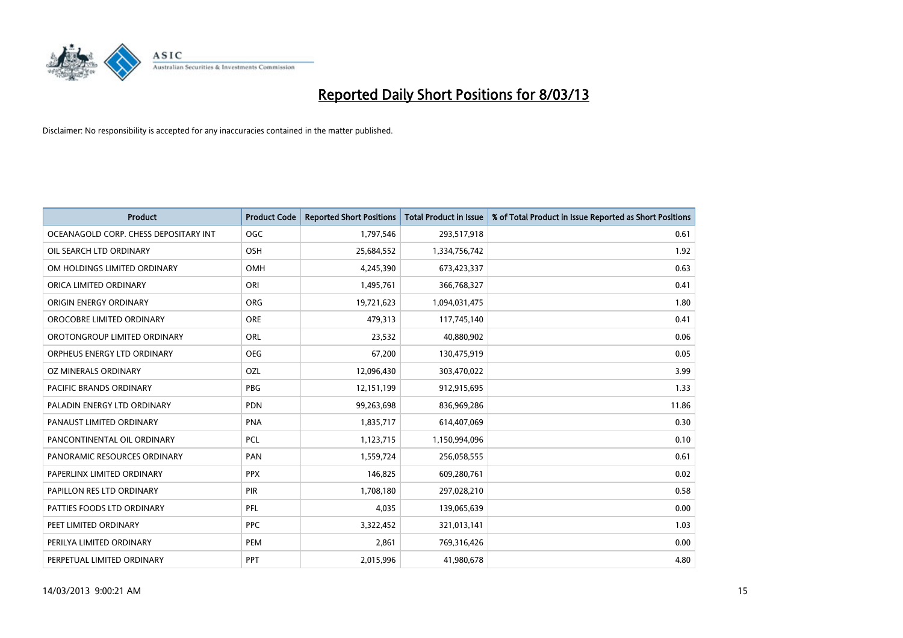# Reported Daily Short Positions for 8/03/13

Disclaimer: No responsibility is accepted for any inaccuracies contained in the matter published.

| Product | Product Code | Reported Short Positions | Total Product in Issue | % of Total Product in Issue Reported as Short Positions |
|---|---|---|---|---|
| OCEANAGOLD CORP. CHESS DEPOSITARY INT | OGC | 1,797,546 | 293,517,918 | 0.61 |
| OIL SEARCH LTD ORDINARY | OSH | 25,684,552 | 1,334,756,742 | 1.92 |
| OM HOLDINGS LIMITED ORDINARY | OMH | 4,245,390 | 673,423,337 | 0.63 |
| ORICA LIMITED ORDINARY | ORI | 1,495,761 | 366,768,327 | 0.41 |
| ORIGIN ENERGY ORDINARY | ORG | 19,721,623 | 1,094,031,475 | 1.80 |
| OROCOBRE LIMITED ORDINARY | ORE | 479,313 | 117,745,140 | 0.41 |
| OROTONGROUP LIMITED ORDINARY | ORL | 23,532 | 40,880,902 | 0.06 |
| ORPHEUS ENERGY LTD ORDINARY | OEG | 67,200 | 130,475,919 | 0.05 |
| OZ MINERALS ORDINARY | OZL | 12,096,430 | 303,470,022 | 3.99 |
| PACIFIC BRANDS ORDINARY | PBG | 12,151,199 | 912,915,695 | 1.33 |
| PALADIN ENERGY LTD ORDINARY | PDN | 99,263,698 | 836,969,286 | 11.86 |
| PANAUST LIMITED ORDINARY | PNA | 1,835,717 | 614,407,069 | 0.30 |
| PANCONTINENTAL OIL ORDINARY | PCL | 1,123,715 | 1,150,994,096 | 0.10 |
| PANORAMIC RESOURCES ORDINARY | PAN | 1,559,724 | 256,058,555 | 0.61 |
| PAPERLINX LIMITED ORDINARY | PPX | 146,825 | 609,280,761 | 0.02 |
| PAPILLON RES LTD ORDINARY | PIR | 1,708,180 | 297,028,210 | 0.58 |
| PATTIES FOODS LTD ORDINARY | PFL | 4,035 | 139,065,639 | 0.00 |
| PEET LIMITED ORDINARY | PPC | 3,322,452 | 321,013,141 | 1.03 |
| PERILYA LIMITED ORDINARY | PEM | 2,861 | 769,316,426 | 0.00 |
| PERPETUAL LIMITED ORDINARY | PPT | 2,015,996 | 41,980,678 | 4.80 |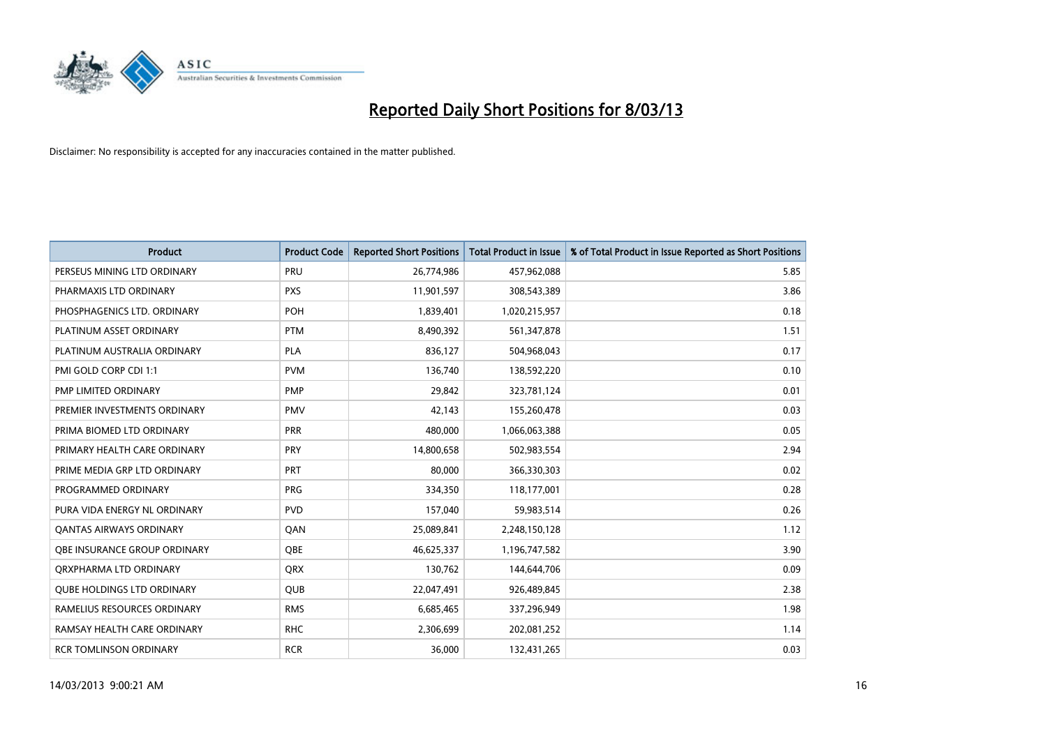# Reported Daily Short Positions for 8/03/13

Disclaimer: No responsibility is accepted for any inaccuracies contained in the matter published.

| Product | Product Code | Reported Short Positions | Total Product in Issue | % of Total Product in Issue Reported as Short Positions |
|---|---|---|---|---|
| PERSEUS MINING LTD ORDINARY | PRU | 26,774,986 | 457,962,088 | 5.85 |
| PHARMAXIS LTD ORDINARY | PXS | 11,901,597 | 308,543,389 | 3.86 |
| PHOSPHAGENICS LTD. ORDINARY | POH | 1,839,401 | 1,020,215,957 | 0.18 |
| PLATINUM ASSET ORDINARY | PTM | 8,490,392 | 561,347,878 | 1.51 |
| PLATINUM AUSTRALIA ORDINARY | PLA | 836,127 | 504,968,043 | 0.17 |
| PMI GOLD CORP CDI 1:1 | PVM | 136,740 | 138,592,220 | 0.10 |
| PMP LIMITED ORDINARY | PMP | 29,842 | 323,781,124 | 0.01 |
| PREMIER INVESTMENTS ORDINARY | PMV | 42,143 | 155,260,478 | 0.03 |
| PRIMA BIOMED LTD ORDINARY | PRR | 480,000 | 1,066,063,388 | 0.05 |
| PRIMARY HEALTH CARE ORDINARY | PRY | 14,800,658 | 502,983,554 | 2.94 |
| PRIME MEDIA GRP LTD ORDINARY | PRT | 80,000 | 366,330,303 | 0.02 |
| PROGRAMMED ORDINARY | PRG | 334,350 | 118,177,001 | 0.28 |
| PURA VIDA ENERGY NL ORDINARY | PVD | 157,040 | 59,983,514 | 0.26 |
| QANTAS AIRWAYS ORDINARY | QAN | 25,089,841 | 2,248,150,128 | 1.12 |
| QBE INSURANCE GROUP ORDINARY | QBE | 46,625,337 | 1,196,747,582 | 3.90 |
| QRXPHARMA LTD ORDINARY | QRX | 130,762 | 144,644,706 | 0.09 |
| QUBE HOLDINGS LTD ORDINARY | QUB | 22,047,491 | 926,489,845 | 2.38 |
| RAMELIUS RESOURCES ORDINARY | RMS | 6,685,465 | 337,296,949 | 1.98 |
| RAMSAY HEALTH CARE ORDINARY | RHC | 2,306,699 | 202,081,252 | 1.14 |
| RCR TOMLINSON ORDINARY | RCR | 36,000 | 132,431,265 | 0.03 |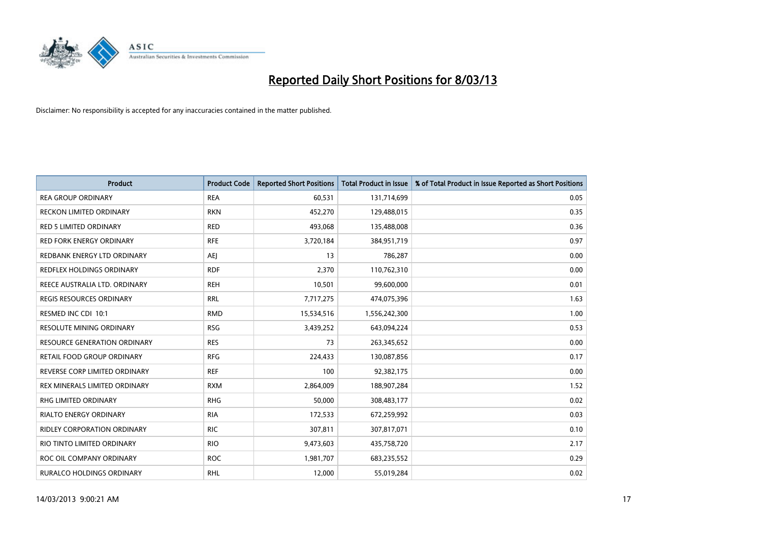# Reported Daily Short Positions for 8/03/13

Disclaimer: No responsibility is accepted for any inaccuracies contained in the matter published.

| Product | Product Code | Reported Short Positions | Total Product in Issue | % of Total Product in Issue Reported as Short Positions |
|---|---|---|---|---|
| REA GROUP ORDINARY | REA | 60,531 | 131,714,699 | 0.05 |
| RECKON LIMITED ORDINARY | RKN | 452,270 | 129,488,015 | 0.35 |
| RED 5 LIMITED ORDINARY | RED | 493,068 | 135,488,008 | 0.36 |
| RED FORK ENERGY ORDINARY | RFE | 3,720,184 | 384,951,719 | 0.97 |
| REDBANK ENERGY LTD ORDINARY | AEJ | 13 | 786,287 | 0.00 |
| REDFLEX HOLDINGS ORDINARY | RDF | 2,370 | 110,762,310 | 0.00 |
| REECE AUSTRALIA LTD. ORDINARY | REH | 10,501 | 99,600,000 | 0.01 |
| REGIS RESOURCES ORDINARY | RRL | 7,717,275 | 474,075,396 | 1.63 |
| RESMED INC CDI 10:1 | RMD | 15,534,516 | 1,556,242,300 | 1.00 |
| RESOLUTE MINING ORDINARY | RSG | 3,439,252 | 643,094,224 | 0.53 |
| RESOURCE GENERATION ORDINARY | RES | 73 | 263,345,652 | 0.00 |
| RETAIL FOOD GROUP ORDINARY | RFG | 224,433 | 130,087,856 | 0.17 |
| REVERSE CORP LIMITED ORDINARY | REF | 100 | 92,382,175 | 0.00 |
| REX MINERALS LIMITED ORDINARY | RXM | 2,864,009 | 188,907,284 | 1.52 |
| RHG LIMITED ORDINARY | RHG | 50,000 | 308,483,177 | 0.02 |
| RIALTO ENERGY ORDINARY | RIA | 172,533 | 672,259,992 | 0.03 |
| RIDLEY CORPORATION ORDINARY | RIC | 307,811 | 307,817,071 | 0.10 |
| RIO TINTO LIMITED ORDINARY | RIO | 9,473,603 | 435,758,720 | 2.17 |
| ROC OIL COMPANY ORDINARY | ROC | 1,981,707 | 683,235,552 | 0.29 |
| RURALCO HOLDINGS ORDINARY | RHL | 12,000 | 55,019,284 | 0.02 |

14/03/2013 9:00:21 AM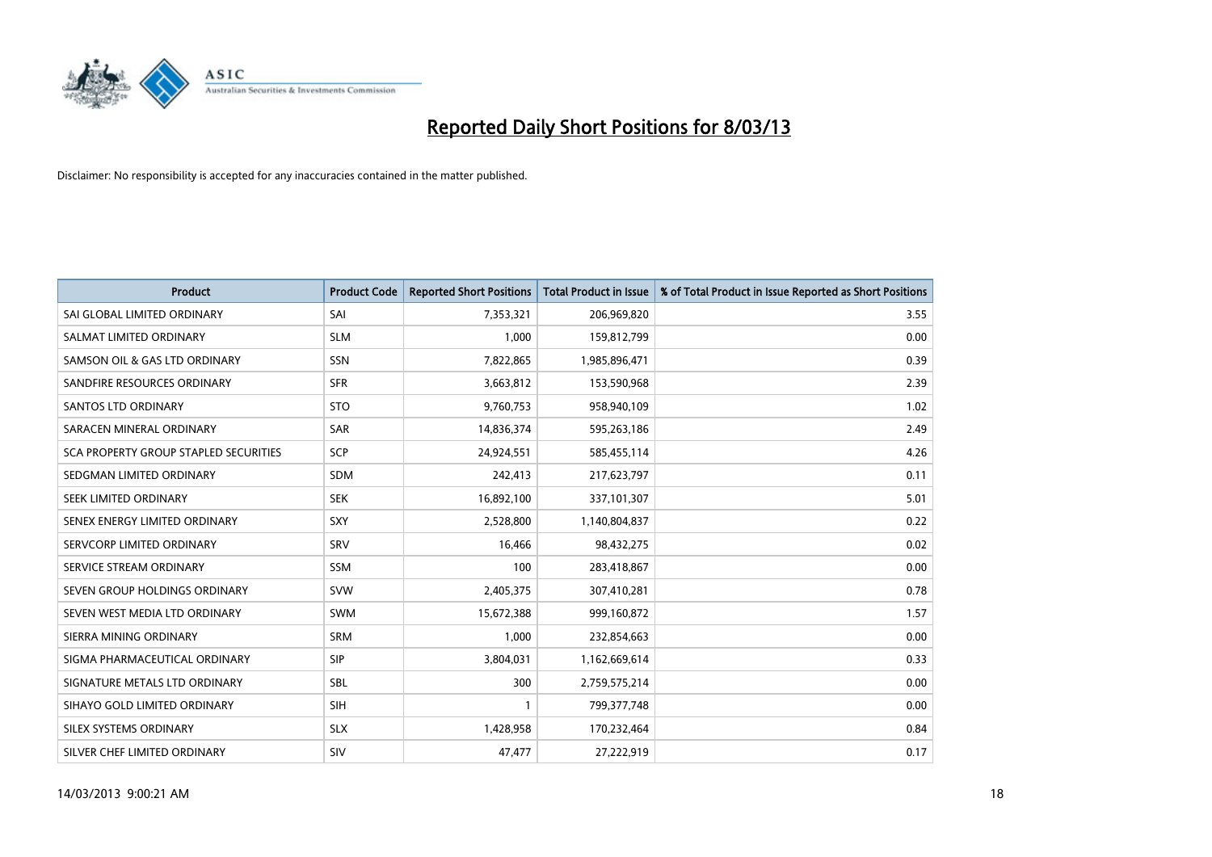# Reported Daily Short Positions for 8/03/13

Disclaimer: No responsibility is accepted for any inaccuracies contained in the matter published.

| Product | Product Code | Reported Short Positions | Total Product in Issue | % of Total Product in Issue Reported as Short Positions |
|---|---|---|---|---|
| SAI GLOBAL LIMITED ORDINARY | SAI | 7,353,321 | 206,969,820 | 3.55 |
| SALMAT LIMITED ORDINARY | SLM | 1,000 | 159,812,799 | 0.00 |
| SAMSON OIL & GAS LTD ORDINARY | SSN | 7,822,865 | 1,985,896,471 | 0.39 |
| SANDFIRE RESOURCES ORDINARY | SFR | 3,663,812 | 153,590,968 | 2.39 |
| SANTOS LTD ORDINARY | STO | 9,760,753 | 958,940,109 | 1.02 |
| SARACEN MINERAL ORDINARY | SAR | 14,836,374 | 595,263,186 | 2.49 |
| SCA PROPERTY GROUP STAPLED SECURITIES | SCP | 24,924,551 | 585,455,114 | 4.26 |
| SEDGMAN LIMITED ORDINARY | SDM | 242,413 | 217,623,797 | 0.11 |
| SEEK LIMITED ORDINARY | SEK | 16,892,100 | 337,101,307 | 5.01 |
| SENEX ENERGY LIMITED ORDINARY | SXY | 2,528,800 | 1,140,804,837 | 0.22 |
| SERVCORP LIMITED ORDINARY | SRV | 16,466 | 98,432,275 | 0.02 |
| SERVICE STREAM ORDINARY | SSM | 100 | 283,418,867 | 0.00 |
| SEVEN GROUP HOLDINGS ORDINARY | SVW | 2,405,375 | 307,410,281 | 0.78 |
| SEVEN WEST MEDIA LTD ORDINARY | SWM | 15,672,388 | 999,160,872 | 1.57 |
| SIERRA MINING ORDINARY | SRM | 1,000 | 232,854,663 | 0.00 |
| SIGMA PHARMACEUTICAL ORDINARY | SIP | 3,804,031 | 1,162,669,614 | 0.33 |
| SIGNATURE METALS LTD ORDINARY | SBL | 300 | 2,759,575,214 | 0.00 |
| SIHAYO GOLD LIMITED ORDINARY | SIH | 1 | 799,377,748 | 0.00 |
| SILEX SYSTEMS ORDINARY | SLX | 1,428,958 | 170,232,464 | 0.84 |
| SILVER CHEF LIMITED ORDINARY | SIV | 47,477 | 27,222,919 | 0.17 |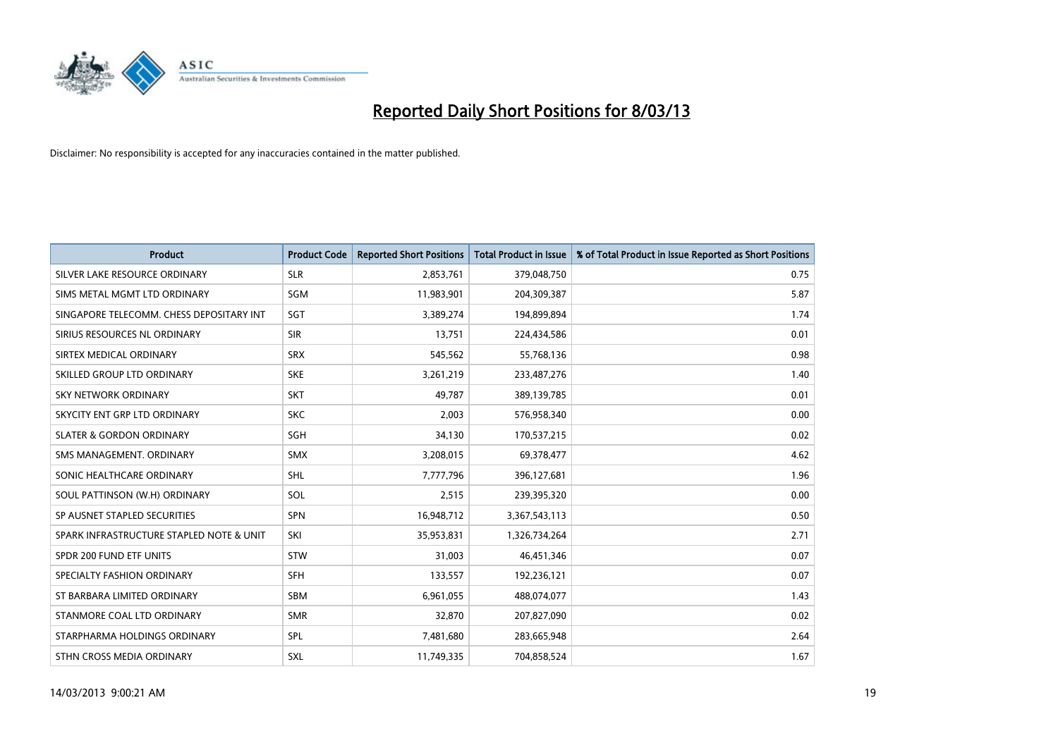# Reported Daily Short Positions for 8/03/13

Disclaimer: No responsibility is accepted for any inaccuracies contained in the matter published.

| Product | Product Code | Reported Short Positions | Total Product in Issue | % of Total Product in Issue Reported as Short Positions |
|---|---|---|---|---|
| SILVER LAKE RESOURCE ORDINARY | SLR | 2,853,761 | 379,048,750 | 0.75 |
| SIMS METAL MGMT LTD ORDINARY | SGM | 11,983,901 | 204,309,387 | 5.87 |
| SINGAPORE TELECOMM. CHESS DEPOSITARY INT | SGT | 3,389,274 | 194,899,894 | 1.74 |
| SIRIUS RESOURCES NL ORDINARY | SIR | 13,751 | 224,434,586 | 0.01 |
| SIRTEX MEDICAL ORDINARY | SRX | 545,562 | 55,768,136 | 0.98 |
| SKILLED GROUP LTD ORDINARY | SKE | 3,261,219 | 233,487,276 | 1.40 |
| SKY NETWORK ORDINARY | SKT | 49,787 | 389,139,785 | 0.01 |
| SKYCITY ENT GRP LTD ORDINARY | SKC | 2,003 | 576,958,340 | 0.00 |
| SLATER & GORDON ORDINARY | SGH | 34,130 | 170,537,215 | 0.02 |
| SMS MANAGEMENT. ORDINARY | SMX | 3,208,015 | 69,378,477 | 4.62 |
| SONIC HEALTHCARE ORDINARY | SHL | 7,777,796 | 396,127,681 | 1.96 |
| SOUL PATTINSON (W.H) ORDINARY | SOL | 2,515 | 239,395,320 | 0.00 |
| SP AUSNET STAPLED SECURITIES | SPN | 16,948,712 | 3,367,543,113 | 0.50 |
| SPARK INFRASTRUCTURE STAPLED NOTE & UNIT | SKI | 35,953,831 | 1,326,734,264 | 2.71 |
| SPDR 200 FUND ETF UNITS | STW | 31,003 | 46,451,346 | 0.07 |
| SPECIALTY FASHION ORDINARY | SFH | 133,557 | 192,236,121 | 0.07 |
| ST BARBARA LIMITED ORDINARY | SBM | 6,961,055 | 488,074,077 | 1.43 |
| STANMORE COAL LTD ORDINARY | SMR | 32,870 | 207,827,090 | 0.02 |
| STARPHARMA HOLDINGS ORDINARY | SPL | 7,481,680 | 283,665,948 | 2.64 |
| STHN CROSS MEDIA ORDINARY | SXL | 11,749,335 | 704,858,524 | 1.67 |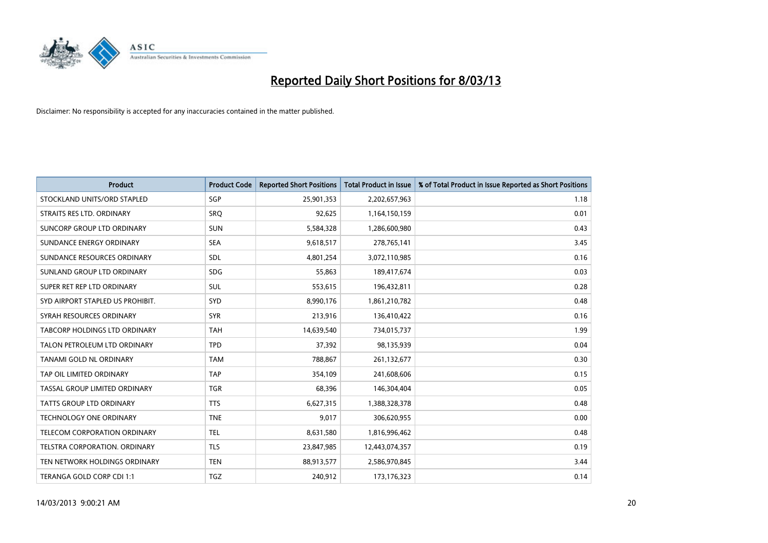# Reported Daily Short Positions for 8/03/13

Disclaimer: No responsibility is accepted for any inaccuracies contained in the matter published.

| Product | Product Code | Reported Short Positions | Total Product in Issue | % of Total Product in Issue Reported as Short Positions |
|---|---|---|---|---|
| STOCKLAND UNITS/ORD STAPLED | SGP | 25,901,353 | 2,202,657,963 | 1.18 |
| STRAITS RES LTD. ORDINARY | SRQ | 92,625 | 1,164,150,159 | 0.01 |
| SUNCORP GROUP LTD ORDINARY | SUN | 5,584,328 | 1,286,600,980 | 0.43 |
| SUNDANCE ENERGY ORDINARY | SEA | 9,618,517 | 278,765,141 | 3.45 |
| SUNDANCE RESOURCES ORDINARY | SDL | 4,801,254 | 3,072,110,985 | 0.16 |
| SUNLAND GROUP LTD ORDINARY | SDG | 55,863 | 189,417,674 | 0.03 |
| SUPER RET REP LTD ORDINARY | SUL | 553,615 | 196,432,811 | 0.28 |
| SYD AIRPORT STAPLED US PROHIBIT. | SYD | 8,990,176 | 1,861,210,782 | 0.48 |
| SYRAH RESOURCES ORDINARY | SYR | 213,916 | 136,410,422 | 0.16 |
| TABCORP HOLDINGS LTD ORDINARY | TAH | 14,639,540 | 734,015,737 | 1.99 |
| TALON PETROLEUM LTD ORDINARY | TPD | 37,392 | 98,135,939 | 0.04 |
| TANAMI GOLD NL ORDINARY | TAM | 788,867 | 261,132,677 | 0.30 |
| TAP OIL LIMITED ORDINARY | TAP | 354,109 | 241,608,606 | 0.15 |
| TASSAL GROUP LIMITED ORDINARY | TGR | 68,396 | 146,304,404 | 0.05 |
| TATTS GROUP LTD ORDINARY | TTS | 6,627,315 | 1,388,328,378 | 0.48 |
| TECHNOLOGY ONE ORDINARY | TNE | 9,017 | 306,620,955 | 0.00 |
| TELECOM CORPORATION ORDINARY | TEL | 8,631,580 | 1,816,996,462 | 0.48 |
| TELSTRA CORPORATION. ORDINARY | TLS | 23,847,985 | 12,443,074,357 | 0.19 |
| TEN NETWORK HOLDINGS ORDINARY | TEN | 88,913,577 | 2,586,970,845 | 3.44 |
| TERANGA GOLD CORP CDI 1:1 | TGZ | 240,912 | 173,176,323 | 0.14 |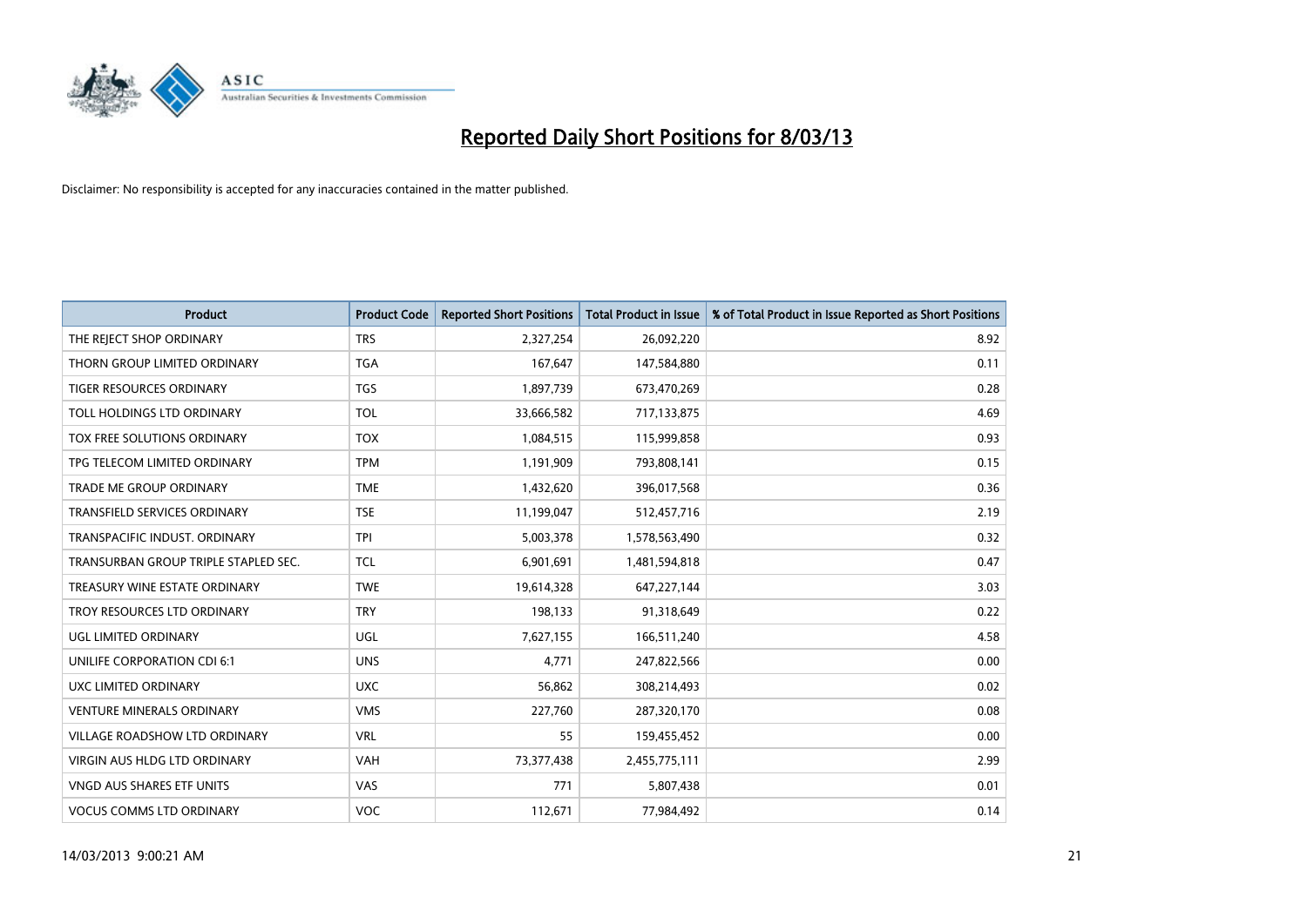# Reported Daily Short Positions for 8/03/13

Disclaimer: No responsibility is accepted for any inaccuracies contained in the matter published.

| Product | Product Code | Reported Short Positions | Total Product in Issue | % of Total Product in Issue Reported as Short Positions |
|---|---|---|---|---|
| THE REJECT SHOP ORDINARY | TRS | 2,327,254 | 26,092,220 | 8.92 |
| THORN GROUP LIMITED ORDINARY | TGA | 167,647 | 147,584,880 | 0.11 |
| TIGER RESOURCES ORDINARY | TGS | 1,897,739 | 673,470,269 | 0.28 |
| TOLL HOLDINGS LTD ORDINARY | TOL | 33,666,582 | 717,133,875 | 4.69 |
| TOX FREE SOLUTIONS ORDINARY | TOX | 1,084,515 | 115,999,858 | 0.93 |
| TPG TELECOM LIMITED ORDINARY | TPM | 1,191,909 | 793,808,141 | 0.15 |
| TRADE ME GROUP ORDINARY | TME | 1,432,620 | 396,017,568 | 0.36 |
| TRANSFIELD SERVICES ORDINARY | TSE | 11,199,047 | 512,457,716 | 2.19 |
| TRANSPACIFIC INDUST. ORDINARY | TPI | 5,003,378 | 1,578,563,490 | 0.32 |
| TRANSURBAN GROUP TRIPLE STAPLED SEC. | TCL | 6,901,691 | 1,481,594,818 | 0.47 |
| TREASURY WINE ESTATE ORDINARY | TWE | 19,614,328 | 647,227,144 | 3.03 |
| TROY RESOURCES LTD ORDINARY | TRY | 198,133 | 91,318,649 | 0.22 |
| UGL LIMITED ORDINARY | UGL | 7,627,155 | 166,511,240 | 4.58 |
| UNILIFE CORPORATION CDI 6:1 | UNS | 4,771 | 247,822,566 | 0.00 |
| UXC LIMITED ORDINARY | UXC | 56,862 | 308,214,493 | 0.02 |
| VENTURE MINERALS ORDINARY | VMS | 227,760 | 287,320,170 | 0.08 |
| VILLAGE ROADSHOW LTD ORDINARY | VRL | 55 | 159,455,452 | 0.00 |
| VIRGIN AUS HLDG LTD ORDINARY | VAH | 73,377,438 | 2,455,775,111 | 2.99 |
| VNGD AUS SHARES ETF UNITS | VAS | 771 | 5,807,438 | 0.01 |
| VOCUS COMMS LTD ORDINARY | VOC | 112,671 | 77,984,492 | 0.14 |

14/03/2013 9:00:21 AM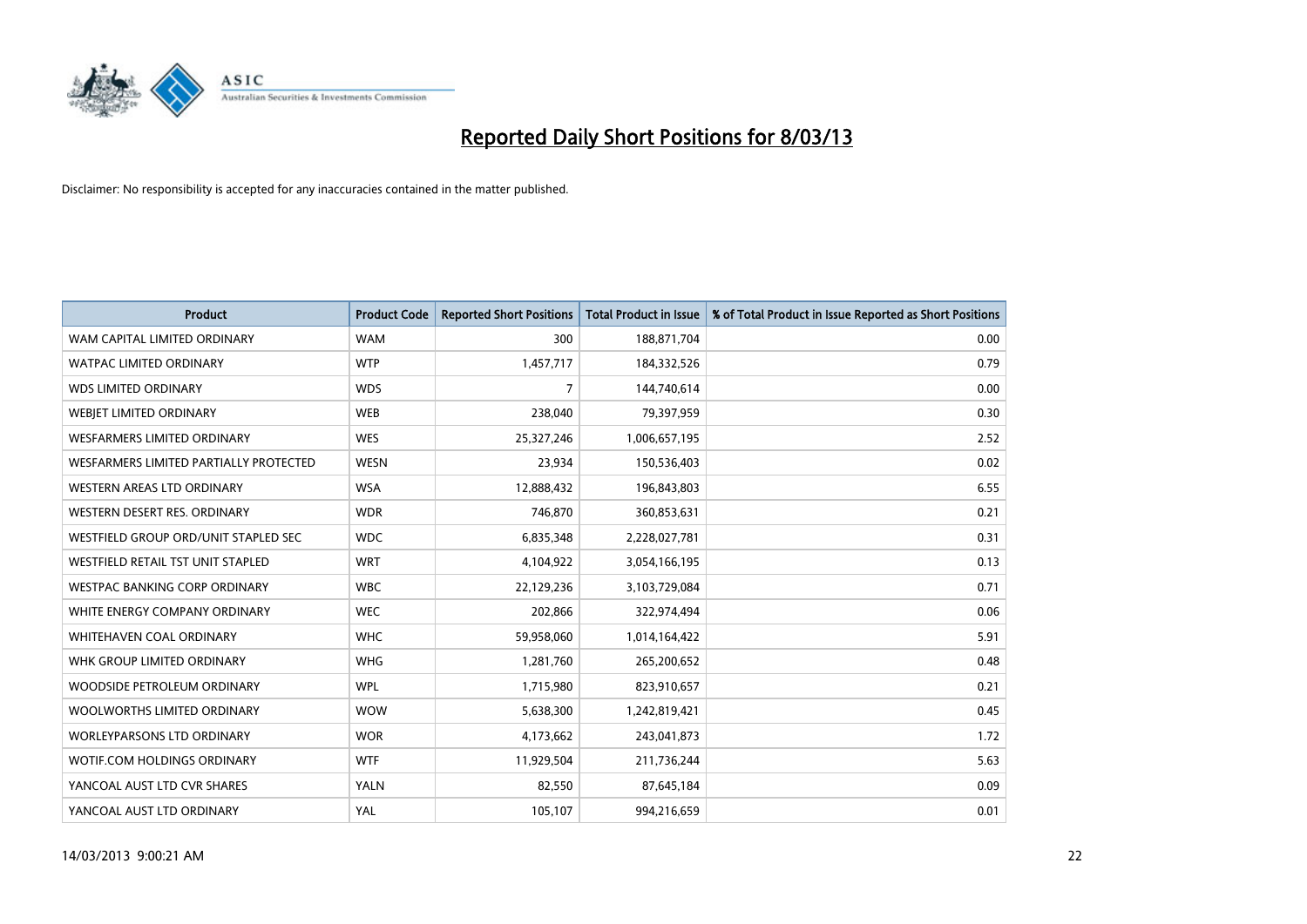# Reported Daily Short Positions for 8/03/13

Disclaimer: No responsibility is accepted for any inaccuracies contained in the matter published.

| Product | Product Code | Reported Short Positions | Total Product in Issue | % of Total Product in Issue Reported as Short Positions |
|---|---|---|---|---|
| WAM CAPITAL LIMITED ORDINARY | WAM | 300 | 188,871,704 | 0.00 |
| WATPAC LIMITED ORDINARY | WTP | 1,457,717 | 184,332,526 | 0.79 |
| WDS LIMITED ORDINARY | WDS | 7 | 144,740,614 | 0.00 |
| WEBJET LIMITED ORDINARY | WEB | 238,040 | 79,397,959 | 0.30 |
| WESFARMERS LIMITED ORDINARY | WES | 25,327,246 | 1,006,657,195 | 2.52 |
| WESFARMERS LIMITED PARTIALLY PROTECTED | WESN | 23,934 | 150,536,403 | 0.02 |
| WESTERN AREAS LTD ORDINARY | WSA | 12,888,432 | 196,843,803 | 6.55 |
| WESTERN DESERT RES. ORDINARY | WDR | 746,870 | 360,853,631 | 0.21 |
| WESTFIELD GROUP ORD/UNIT STAPLED SEC | WDC | 6,835,348 | 2,228,027,781 | 0.31 |
| WESTFIELD RETAIL TST UNIT STAPLED | WRT | 4,104,922 | 3,054,166,195 | 0.13 |
| WESTPAC BANKING CORP ORDINARY | WBC | 22,129,236 | 3,103,729,084 | 0.71 |
| WHITE ENERGY COMPANY ORDINARY | WEC | 202,866 | 322,974,494 | 0.06 |
| WHITEHAVEN COAL ORDINARY | WHC | 59,958,060 | 1,014,164,422 | 5.91 |
| WHK GROUP LIMITED ORDINARY | WHG | 1,281,760 | 265,200,652 | 0.48 |
| WOODSIDE PETROLEUM ORDINARY | WPL | 1,715,980 | 823,910,657 | 0.21 |
| WOOLWORTHS LIMITED ORDINARY | WOW | 5,638,300 | 1,242,819,421 | 0.45 |
| WORLEYPARSONS LTD ORDINARY | WOR | 4,173,662 | 243,041,873 | 1.72 |
| WOTIF.COM HOLDINGS ORDINARY | WTF | 11,929,504 | 211,736,244 | 5.63 |
| YANCOAL AUST LTD CVR SHARES | YALN | 82,550 | 87,645,184 | 0.09 |
| YANCOAL AUST LTD ORDINARY | YAL | 105,107 | 994,216,659 | 0.01 |

14/03/2013 9:00:21 AM